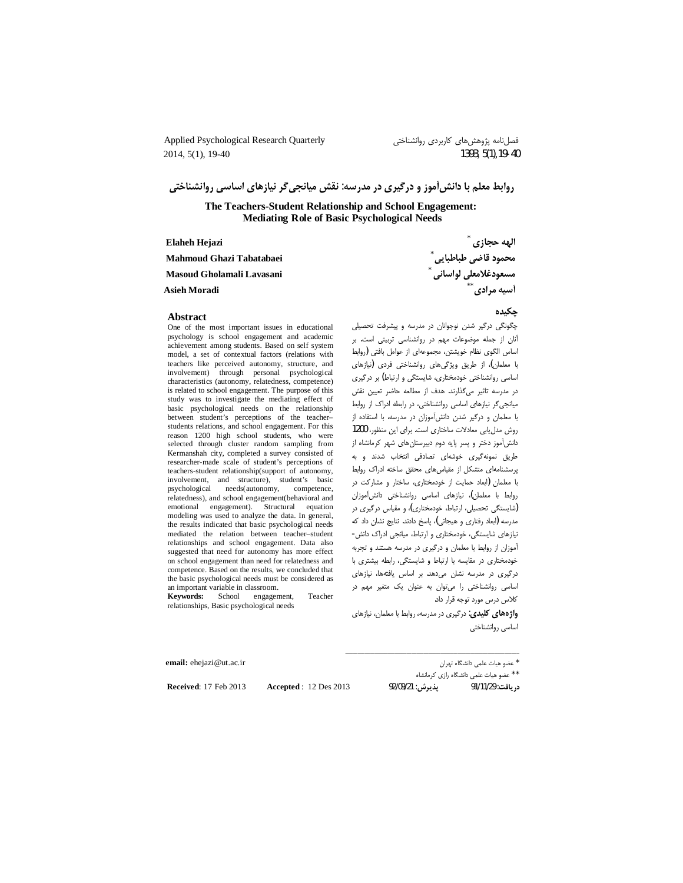# روابط معلم با دانش‌آموز و درگیری در مدرسه: نقش میانجی‌گر نیازهای اساسی روانشناختی

# The Teachers-Student Relationship and School Engagement: Mediating Role of Basic Psychological Needs

**الهه حجازی** *
**محمود قاضی طباطبایی** *
**مسعودغلامعلی لواسانی** *
**آسیه مرادی** **

**Elaheh Hejazi**
**Mahmoud Ghazi Tabatabaei**
**Masoud Gholamali Lavasani**
**Asieh Moradi**

## چکیده

چگونگی درگیر شدن نوجوانان در مدرسه و پیشرفت تحصیلی آنان از جمله موضوعات مهم در روانشناسی تربیتی است. بر اساس الگوی نظام خویشتن، مجموعه‌ای از عوامل بافتی (روابط با معلمان)، از طریق ویژگی‌های روانشناختی فردی (نیازهای اساسی روانشناختی خودمختاری، شایستگی و ارتباط) بر درگیری در مدرسه تاثیر می‌گذارند. هدف از مطالعه حاضر تعیین نقش میانجی‌گر نیازهای اساسی روانشناختی، در رابطه ادراک از روابط با معلمان و درگیر شدن دانش‌آموزان در مدرسه، با استفاده از روش مدل‌یابی معادلات ساختاری است. برای این منظور، 1200 دانش‌آموز دختر و پسر پایه دوم دبیرستان‌های شهر کرمانشاه از طریق نمونه‌گیری خوشه‌ای تصادفی انتخاب شدند و به پرسشنامه‌ای متشکل از مقیاس‌های محقق ساخته ادراک روابط با معلمان (ابعاد حمایت از خودمختاری، ساختار و مشارکت در روابط با معلمان)، نیازهای اساسی روانشناختی دانش‌آموزان (شایستگی تحصیلی، ارتباط، خودمختاری)، و مقیاس درگیری در مدرسه (ابعاد رفتاری و هیجانی)، پاسخ دادند. نتایج نشان داد که نیازهای شایستگی، خودمختاری و ارتباط، میانجی ادراک دانش-آموزان از روابط با معلمان و درگیری در مدرسه هستند و تجربه خودمختاری در مقایسه با ارتباط و شایستگی، رابطه بیشتری با درگیری در مدرسه نشان می‌دهد. بر اساس یافته‌ها، نیازهای اساسی روانشناختی را می‌توان به عنوان یک متغیر مهم در کلاس درس مورد توجه قرار داد.

**واژه‌های کلیدی:** درگیری در مدرسه، روابط با معلمان، نیازهای اساسی روانشناختی

## Abstract

One of the most important issues in educational psychology is school engagement and academic achievement among students. Based on self system model, a set of contextual factors (relations with teachers like perceived autonomy, structure, and involvement) through personal psychological characteristics (autonomy, relatedness, competence) is related to school engagement. The purpose of this study was to investigate the mediating effect of basic psychological needs on the relationship between student's perceptions of the teacher–students relations, and school engagement. For this reason 1200 high school students, who were selected through cluster random sampling from Kermanshah city, completed a survey consisted of researcher-made scale of student's perceptions of teachers-student relationship(support of autonomy, involvement, and structure), student's basic psychological needs(autonomy, competence, relatedness), and school engagement(behavioral and emotional engagement). Structural equation modeling was used to analyze the data. In general, the results indicated that basic psychological needs mediated the relation between teacher–student relationships and school engagement. Data also suggested that need for autonomy has more effect on school engagement than need for relatedness and competence. Based on the results, we concluded that the basic psychological needs must be considered as an important variable in classroom.

**Keywords:** School engagement, Teacher relationships, Basic psychological needs

---

\* عضو هیات علمی دانشگاه تهران

\*\* عضو هیات علمی دانشگاه رازی کرمانشاه

**email:** ehejazi@ut.ac.ir

**دریافت:** 91/11/29 **پذیرش:** 92/09/21

**Received**: 17 Feb 2013 **Accepted** : 12 Des 2013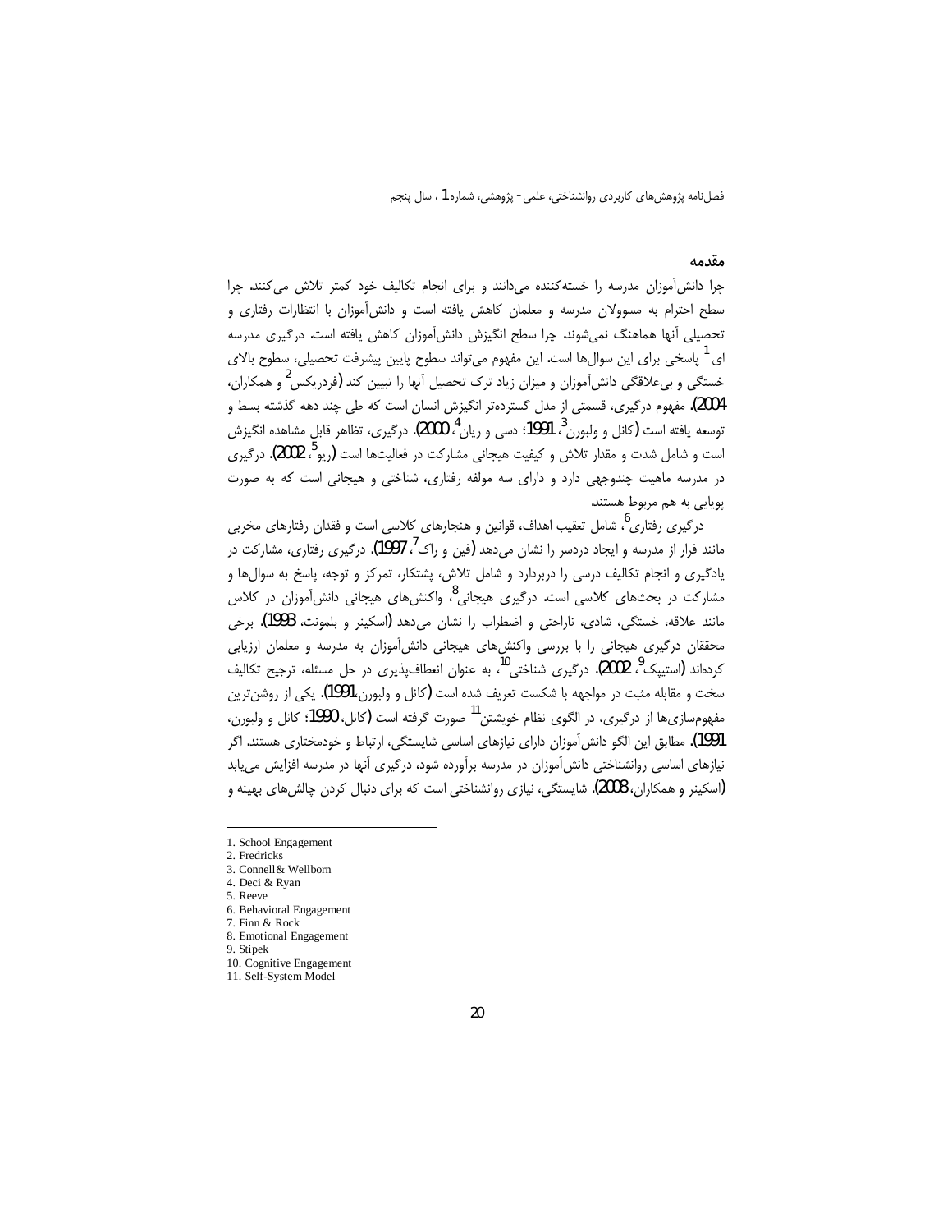## مقدمه

چرا دانش‌آموزان مدرسه را خسته‌کننده می‌دانند و برای انجام تکالیف خود کمتر تلاش می‌کنند. چرا سطح احترام به مسوولان مدرسه و معلمان کاهش یافته است و دانش‌آموزان با انتظارات رفتاری و تحصیلی آنها هماهنگ نمی‌شوند. چرا سطح انگیزش دانش‌آموزان کاهش یافته است. درگیری مدرسه ای[1] پاسخی برای این سوال‌ها است. این مفهوم می‌تواند سطوح پایین پیشرفت تحصیلی، سطوح بالای خستگی و بی‌علاقگی دانش‌آموزان و میزان زیاد ترک تحصیل آنها را تبیین کند (فردریکس[2] و همکاران، 2004). مفهوم درگیری، قسمتی از مدل گسترده‌تر انگیزش انسان است که طی چند دهه گذشته بسط و توسعه یافته است (کانل و ولبورن[3]، 1991؛ دسی و ریان[4]، 2000). درگیری، تظاهر قابل مشاهده انگیزش است و شامل شدت و مقدار تلاش و کیفیت هیجانی مشارکت در فعالیت‌ها است (ریو[5]، 2002). درگیری در مدرسه ماهیت چندوجهی دارد و دارای سه مولفه رفتاری، شناختی و هیجانی است که به صورت پویایی به هم مربوط هستند.

درگیری رفتاری[6]، شامل تعقیب اهداف، قوانین و هنجارهای کلاسی است و فقدان رفتارهای مخربی مانند فرار از مدرسه و ایجاد دردسر را نشان می‌دهد (فین و راک[7]، 1997). درگیری رفتاری، مشارکت در یادگیری و انجام تکالیف درسی را دربردارد و شامل تلاش، پشتکار، تمرکز و توجه، پاسخ به سوال‌ها و مشارکت در بحث‌های کلاسی است. درگیری هیجانی[8]، واکنش‌های هیجانی دانش‌آموزان در کلاس مانند علاقه، خستگی، شادی، ناراحتی و اضطراب را نشان می‌دهد (اسکینر و بلمونت، 1993). برخی محققان درگیری هیجانی را با بررسی واکنش‌های هیجانی دانش‌آموزان به مدرسه و معلمان ارزیابی کرده‌اند (استیپک[9]، 2002). درگیری شناختی[10]، به عنوان انعطاف‌پذیری در حل مسئله، ترجیح تکالیف سخت و مقابله مثبت در مواجهه با شکست تعریف شده است (کانل و ولبورن، 1991). یکی از روشن‌ترین مفهوم‌سازی‌ها از درگیری، در الگوی نظام خویشتن[11] صورت گرفته است (کانل، 1990؛ کانل و ولبورن، 1991). مطابق این الگو دانش‌آموزان دارای نیازهای اساسی شایستگی، ارتباط و خودمختاری هستند. اگر نیازهای اساسی روانشناختی دانش‌آموزان در مدرسه برآورده شود، درگیری آنها در مدرسه افزایش می‌یابد (اسکینر و همکاران، 2008). شایستگی، نیازی روانشناختی است که برای دنبال کردن چالش‌های بهینه و

---

1. School Engagement
2. Fredricks
3. Connell& Wellborn
4. Deci & Ryan
5. Reeve
6. Behavioral Engagement
7. Finn & Rock
8. Emotional Engagement
9. Stipek
10. Cognitive Engagement
11. Self-System Model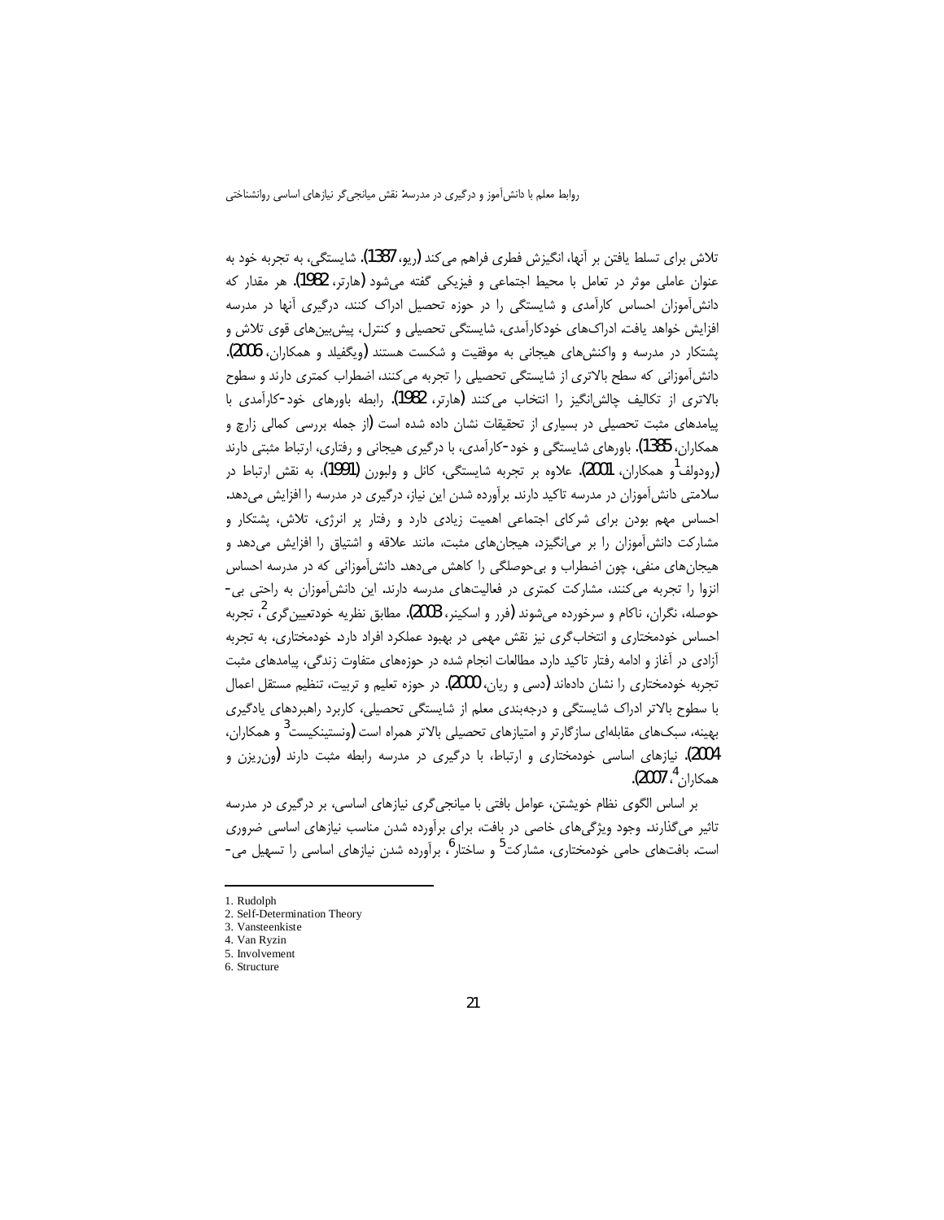تلاش برای تسلط یافتن بر آنها، انگیزش فطری فراهم می‌کند (ریو، 1387). شایستگی، به تجربه خود به عنوان عاملی موثر در تعامل با محیط اجتماعی و فیزیکی گفته می‌شود (هارتر، 1982). هر مقدار که دانش‌آموزان احساس کارآمدی و شایستگی را در حوزه تحصیل ادراک کنند، درگیری آنها در مدرسه افزایش خواهد یافت. ادراک‌های خودکارآمدی، شایستگی تحصیلی و کنترل، پیش‌بین‌های قوی تلاش و پشتکار در مدرسه و واکنش‌های هیجانی به موفقیت و شکست هستند (ویگفیلد و همکاران، 2006). دانش‌آموزانی که سطح بالاتری از شایستگی تحصیلی را تجربه می‌کنند، اضطراب کمتری دارند و سطوح بالاتری از تکالیف چالش‌انگیز را انتخاب می‌کنند (هارتر، 1982). رابطه باورهای خود-کارآمدی با پیامدهای مثبت تحصیلی در بسیاری از تحقیقات نشان داده شده است (از جمله بررسی کمالی زارچ و همکاران، 1385). باورهای شایستگی و خود-کارآمدی، با درگیری هیجانی و رفتاری، ارتباط مثبتی دارند (رودولف[1] و همکاران، 2001). علاوه بر تجربه شایستگی، کانل و ولبورن (1991)، به نقش ارتباط در سلامتی دانش‌آموزان در مدرسه تاکید دارند. برآورده شدن این نیاز، درگیری در مدرسه را افزایش می‌دهد. احساس مهم بودن برای شرکای اجتماعی اهمیت زیادی دارد و رفتار پر انرژی، تلاش، پشتکار و مشارکت دانش‌آموزان را بر می‌انگیزد، هیجان‌های مثبت، مانند علاقه و اشتیاق را افزایش می‌دهد و هیجان‌های منفی، چون اضطراب و بی‌حوصلگی را کاهش می‌دهد. دانش‌آموزانی که در مدرسه احساس انزوا را تجربه می‌کنند، مشارکت کمتری در فعالیت‌های مدرسه دارند. این دانش‌آموزان به راحتی بی‌حوصله، نگران، ناکام و سرخورده می‌شوند (فرر و اسکینر، 2003). مطابق نظریه خودتعیین‌گری[2]، تجربه احساس خودمختاری و انتخاب‌گری نیز نقش مهمی در بهبود عملکرد افراد دارد. خودمختاری، به تجربه آزادی در آغاز و ادامه رفتار تاکید دارد. مطالعات انجام شده در حوزه‌های متفاوت زندگی، پیامدهای مثبت تجربه خودمختاری را نشان داده‌اند (دسی و ریان، 2000). در حوزه تعلیم و تربیت، تنظیم مستقل اعمال با سطوح بالاتر ادراک شایستگی و درجه‌بندی معلم از شایستگی تحصیلی، کاربرد راهبردهای یادگیری بهینه، سبک‌های مقابله‌ای سازگارتر و امتیازهای تحصیلی بالاتر همراه است (ونستینکیست[3] و همکاران، 2004). نیازهای اساسی خودمختاری و ارتباط، با درگیری در مدرسه رابطه مثبت دارند (ون‌ریزن و همکاران[4]، 2007).

بر اساس الگوی نظام خویشتن، عوامل بافتی با میانجی‌گری نیازهای اساسی، بر درگیری در مدرسه تاثیر می‌گذارند. وجود ویژگی‌های خاصی در بافت، برای برآورده شدن مناسب نیازهای اساسی ضروری است. بافت‌های حامی خودمختاری، مشارکت[5] و ساختار[6]، برآورده شدن نیازهای اساسی را تسهیل می-

---

1. Rudolph
2. Self-Determination Theory
3. Vansteenkiste
4. Van Ryzin
5. Involvement
6. Structure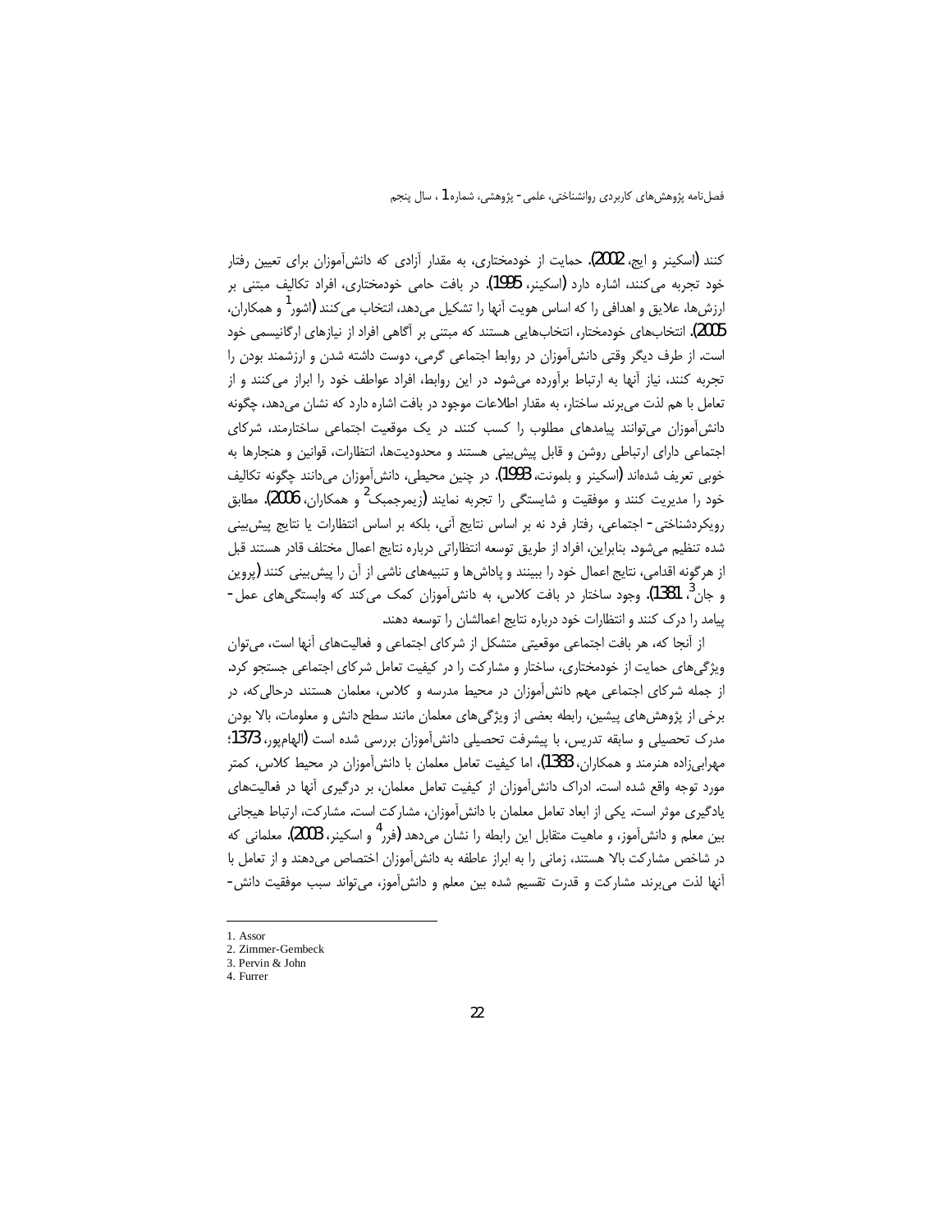کنند (اسکینر و ایج، 2002). حمایت از خودمختاری، به مقدار آزادی که دانش‌آموزان برای تعیین رفتار خود تجربه می‌کنند، اشاره دارد (اسکینر، 1995). در بافت حامی خودمختاری، افراد تکالیف مبتنی بر ارزش‌ها، علایق و اهدافی را که اساس هویت آنها را تشکیل می‌دهد، انتخاب می‌کنند (اشور[1] و همکاران، 2005). انتخاب‌های خودمختار، انتخاب‌هایی هستند که مبتنی بر آگاهی افراد از نیازهای ارگانیسمی خود است. از طرف دیگر وقتی دانش‌آموزان در روابط اجتماعی گرمی، دوست داشته شدن و ارزشمند بودن را تجربه کنند، نیاز آنها به ارتباط برآورده می‌شود. در این روابط، افراد عواطف خود را ابراز می‌کنند و از تعامل با هم لذت می‌برند. ساختار، به مقدار اطلاعات موجود در بافت اشاره دارد که نشان می‌دهد، چگونه دانش‌آموزان می‌توانند پیامدهای مطلوب را کسب کنند. در یک موقعیت اجتماعی ساختارمند، شرکای اجتماعی دارای ارتباطی روشن و قابل پیش‌بینی هستند و محدودیت‌ها، انتظارات، قوانین و هنجارها به خوبی تعریف شده‌اند (اسکینر و بلمونت، 1993). در چنین محیطی، دانش‌آموزان می‌دانند چگونه تکالیف خود را مدیریت کنند و موفقیت و شایستگی را تجربه نمایند (زیمرجمبک[2] و همکاران، 2006). مطابق رویکردشناختی- اجتماعی، رفتار فرد نه بر اساس نتایج آنی، بلکه بر اساس انتظارات یا نتایج پیش‌بینی شده تنظیم می‌شود. بنابراین، افراد از طریق توسعه انتظاراتی درباره نتایج اعمال مختلف قادر هستند قبل از هرگونه اقدامی، نتایج اعمال خود را ببینند و پاداش‌ها و تنبیه‌های ناشی از آن را پیش‌بینی کنند (پروین و جان[3]، 1381). وجود ساختار در بافت کلاس، به دانش‌آموزان کمک می‌کند که وابستگی‌های عمل- پیامد را درک کنند و انتظارات خود درباره نتایج اعمالشان را توسعه دهند.

از آنجا که، هر بافت اجتماعی موقعیتی متشکل از شرکای اجتماعی و فعالیت‌های آنها است، می‌توان ویژگی‌های حمایت از خودمختاری، ساختار و مشارکت را در کیفیت تعامل شرکای اجتماعی جستجو کرد. از جمله شرکای اجتماعی مهم دانش‌آموزان در محیط مدرسه و کلاس، معلمان هستند. درحالی‌که، در برخی از پژوهش‌های پیشین، رابطه بعضی از ویژگی‌های معلمان مانند سطح دانش و معلومات، بالا بودن مدرک تحصیلی و سابقه تدریس، با پیشرفت تحصیلی دانش‌آموزان بررسی شده است (الهام‌پور، 1373؛ مهرابی‌زاده هنرمند و همکاران، 1383)، اما کیفیت تعامل معلمان با دانش‌آموزان در محیط کلاس، کمتر مورد توجه واقع شده است. ادراک دانش‌آموزان از کیفیت تعامل معلمان، بر درگیری آنها در فعالیت‌های یادگیری موثر است. یکی از ابعاد تعامل معلمان با دانش‌آموزان، مشارکت است. مشارکت، ارتباط هیجانی بین معلم و دانش‌آموز، و ماهیت متقابل این رابطه را نشان می‌دهد (فرر[4] و اسکینر، 2003). معلمانی که در شاخص مشارکت بالا هستند، زمانی را به ابراز عاطفه به دانش‌آموزان اختصاص می‌دهند و از تعامل با آنها لذت می‌برند. مشارکت و قدرت تقسیم شده بین معلم و دانش‌آموز، می‌تواند سبب موفقیت دانش-

---

1. Assor
2. Zimmer-Gembeck
3. Pervin & John
4. Furrer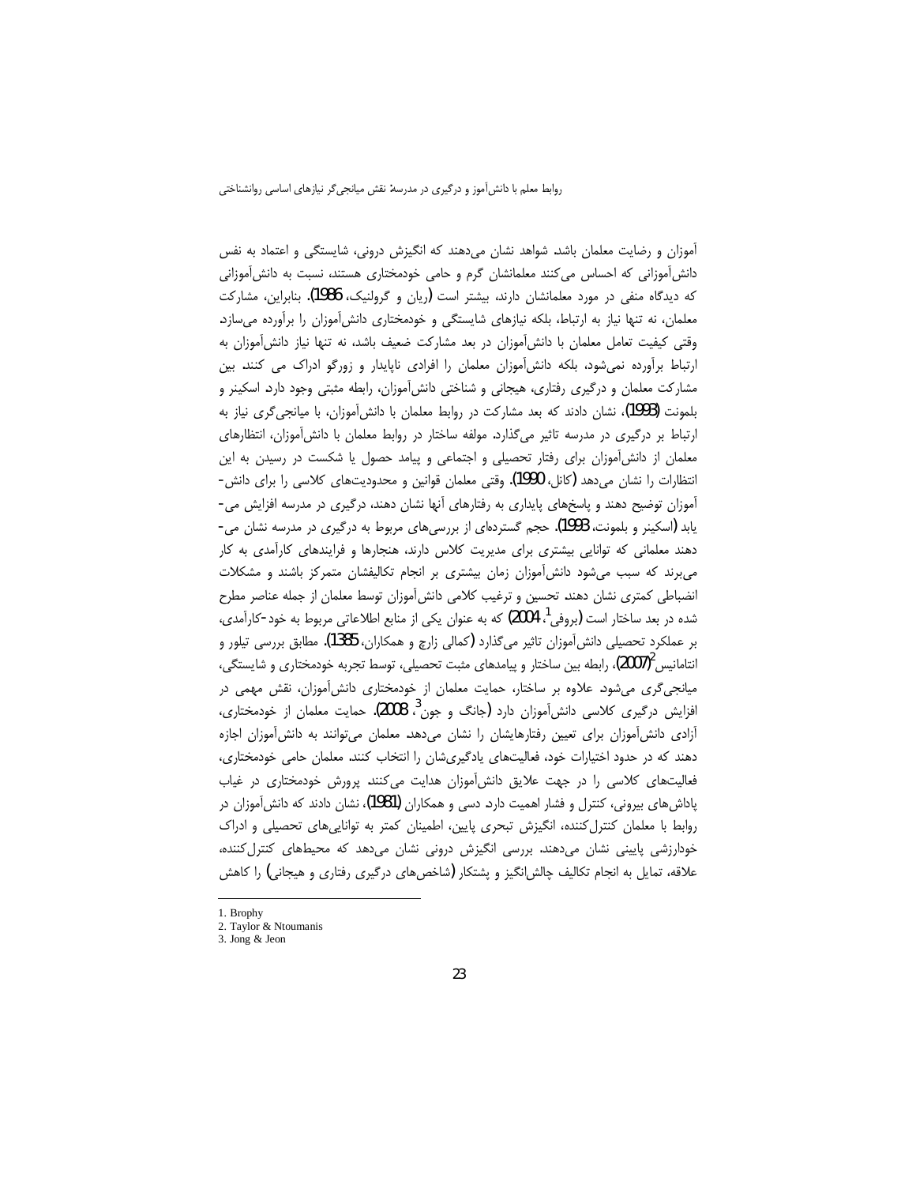آموزان و رضایت معلمان باشد. شواهد نشان می‌دهند که انگیزش درونی، شایستگی و اعتماد به نفس دانش‌آموزانی که احساس می‌کنند معلمانشان گرم و حامی خودمختاری هستند، نسبت به دانش‌آموزانی که دیدگاه منفی در مورد معلمانشان دارند، بیشتر است (ریان و گرولنیک، 1986). بنابراین، مشارکت معلمان، نه تنها نیاز به ارتباط، بلکه نیازهای شایستگی و خودمختاری دانش‌آموزان را برآورده می‌سازد. وقتی کیفیت تعامل معلمان با دانش‌آموزان در بعد مشارکت ضعیف باشد، نه تنها نیاز دانش‌آموزان به ارتباط برآورده نمی‌شود، بلکه دانش‌آموزان معلمان را افرادی ناپایدار و زورگو ادراک می کنند. بین مشارکت معلمان و درگیری رفتاری، هیجانی و شناختی دانش‌آموزان، رابطه مثبتی وجود دارد. اسکینر و بلمونت (1993)، نشان دادند که بعد مشارکت در روابط معلمان با دانش‌آموزان، با میانجی‌گری نیاز به ارتباط بر درگیری در مدرسه تاثیر می‌گذارد. مولفه ساختار در روابط معلمان با دانش‌آموزان، انتظارهای معلمان از دانش‌آموزان برای رفتار تحصیلی و اجتماعی و پیامد حصول یا شکست در رسیدن به این انتظارات را نشان می‌دهد (کانل، 1990). وقتی معلمان قوانین و محدودیت‌های کلاسی را برای دانش-آموزان توضیح دهند و پاسخ‌های پایداری به رفتارهای آنها نشان دهند، درگیری در مدرسه افزایش می-یابد (اسکینر و بلمونت، 1993). حجم گسترده‌ای از بررسی‌های مربوط به درگیری در مدرسه نشان می-دهند معلمانی که توانایی بیشتری برای مدیریت کلاس دارند، هنجارها و فرایندهای کارآمدی به کار می‌برند که سبب می‌شود دانش‌آموزان زمان بیشتری بر انجام تکالیفشان متمرکز باشند و مشکلات انضباطی کمتری نشان دهند. تحسین و ترغیب کلامی دانش‌آموزان توسط معلمان از جمله عناصر مطرح شده در بعد ساختار است (بروفی[1]، 2004) که به عنوان یکی از منابع اطلاعاتی مربوط به خود-کارآمدی، بر عملکرد تحصیلی دانش‌آموزان تاثیر می‌گذارد (کمالی زارچ و همکاران، 1385). مطابق بررسی تیلور و انتامانیس[2](2007)، رابطه بین ساختار و پیامدهای مثبت تحصیلی، توسط تجربه خودمختاری و شایستگی، میانجی‌گری می‌شود. علاوه بر ساختار، حمایت معلمان از خودمختاری دانش‌آموزان، نقش مهمی در افزایش درگیری کلاسی دانش‌آموزان دارد (جانگ و جون[3]، 2008). حمایت معلمان از خودمختاری، آزادی دانش‌آموزان برای تعیین رفتارهایشان را نشان می‌دهد. معلمان می‌توانند به دانش‌آموزان اجازه دهند که در حدود اختیارات خود، فعالیت‌های یادگیری‌شان را انتخاب کنند. معلمان حامی خودمختاری، فعالیت‌های کلاسی را در جهت علایق دانش‌آموزان هدایت می‌کنند. پرورش خودمختاری در غیاب پاداش‌های بیرونی، کنترل و فشار اهمیت دارد. دسی و همکاران (1981)، نشان دادند که دانش‌آموزان در روابط با معلمان کنترل‌کننده، انگیزش تبحری پایین، اطمینان کمتر به توانایی‌های تحصیلی و ادراک خودارزشی پایینی نشان می‌دهند. بررسی انگیزش درونی نشان می‌دهد که محیط‌های کنترل‌کننده، علاقه، تمایل به انجام تکالیف چالش‌انگیز و پشتکار (شاخص‌های درگیری رفتاری و هیجانی) را کاهش

---

1. Brophy
2. Taylor & Ntoumanis
3. Jong & Jeon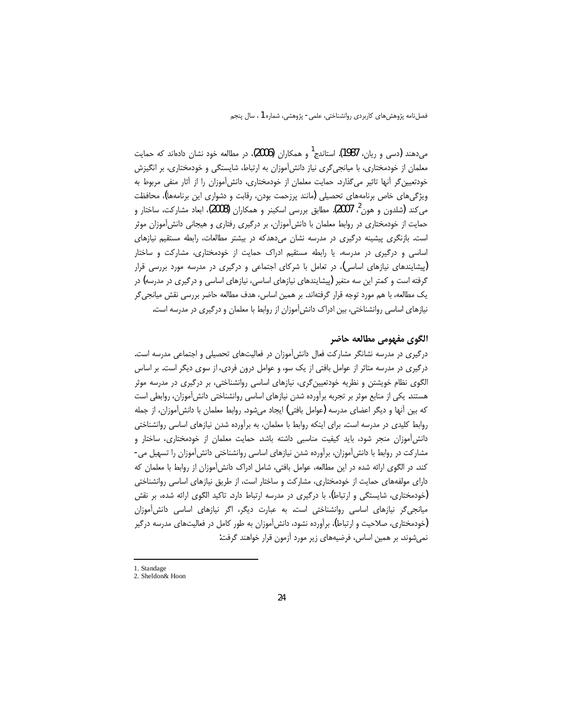می‌دهند (دسی و ریان، 1987). استاندج[1] و همکاران (2006)، در مطالعه خود نشان داده‌اند که حمایت معلمان از خودمختاری، با میانجی‌گری نیاز دانش‌آموزان به ارتباط، شایستگی و خودمختاری، بر انگیزش خودتعیین‌گر آنها تاثیر می‌گذارد. حمایت معلمان از خودمختاری، دانش‌آموزان را از آثار منفی مربوط به ویژگی‌های خاص برنامه‌های تحصیلی (مانند پرزحمت بودن، رقابت و دشواری این برنامه‌ها)، محافظت می‌کند (شلدون و هون[2]، 2007). مطابق بررسی اسکینر و همکاران (2008)، ابعاد مشارکت، ساختار و حمایت از خودمختاری در روابط معلمان با دانش‌آموزان، بر درگیری رفتاری و هیجانی دانش‌آموزان موثر است. بازنگری پیشینه درگیری در مدرسه نشان می‌دهدکه در بیشتر مطالعات، رابطه مستقیم نیازهای اساسی و درگیری در مدرسه، یا رابطه مستقیم ادراک حمایت از خودمختاری، مشارکت و ساختار (پیشایندهای نیازهای اساسی)، در تعامل با شرکای اجتماعی و درگیری در مدرسه مورد بررسی قرار گرفته است و کمتر این سه متغیر (پیشایندهای نیازهای اساسی، نیازهای اساسی و درگیری در مدرسه) در یک مطالعه، با هم مورد توجه قرار گرفته‌اند. بر همین اساس، هدف مطالعه حاضر بررسی نقش میانجی‌گر نیازهای اساسی روانشناختی، بین ادراک دانش‌آموزان از روابط با معلمان و درگیری در مدرسه است.

## الگوی مفهومی مطالعه حاضر

درگیری در مدرسه نشانگر مشارکت فعال دانش‌آموزان در فعالیت‌های تحصیلی و اجتماعی مدرسه است. درگیری در مدرسه متاثر از عوامل بافتی از یک سو، و عوامل درون فردی، از سوی دیگر است. بر اساس الگوی نظام خویشتن و نظریه خودتعیین‌گری، نیازهای اساسی روانشناختی، بر درگیری در مدرسه موثر هستند. یکی از منابع موثر بر تجربه برآورده شدن نیازهای اساسی روانشناختی دانش‌آموزان، روابطی است که بین آنها و دیگر اعضای مدرسه (عوامل بافتی) ایجاد می‌شود. روابط معلمان با دانش‌آموزان، از جمله روابط کلیدی در مدرسه است. برای اینکه روابط با معلمان، به برآورده شدن نیازهای اساسی روانشناختی دانش‌آموزان منجر شود، باید کیفیت مناسبی داشته باشد. حمایت معلمان از خودمختاری، ساختار و مشارکت در روابط با دانش‌آموزان، برآورده شدن نیازهای اساسی روانشناختی دانش‌آموزان را تسهیل می‌کند. در الگوی ارائه شده در این مطالعه، عوامل بافتی، شامل ادراک دانش‌آموزان از روابط با معلمان که دارای مولفه‌های حمایت از خودمختاری، مشارکت و ساختار است، از طریق نیازهای اساسی روانشناختی (خودمختاری، شایستگی و ارتباط)، با درگیری در مدرسه ارتباط دارد. تاکید الگوی ارائه شده، بر نقش میانجی‌گر نیازهای اساسی روانشناختی است. به عبارت دیگر، اگر نیازهای اساسی دانش‌آموزان (خودمختاری، صلاحیت و ارتباط)، برآورده نشود، دانش‌آموزان به طور کامل در فعالیت‌های مدرسه درگیر نمی‌شوند. بر همین اساس، فرضیه‌های زیر مورد آزمون قرار خواهند گرفت:

---

1. Standage
2. Sheldon& Hoon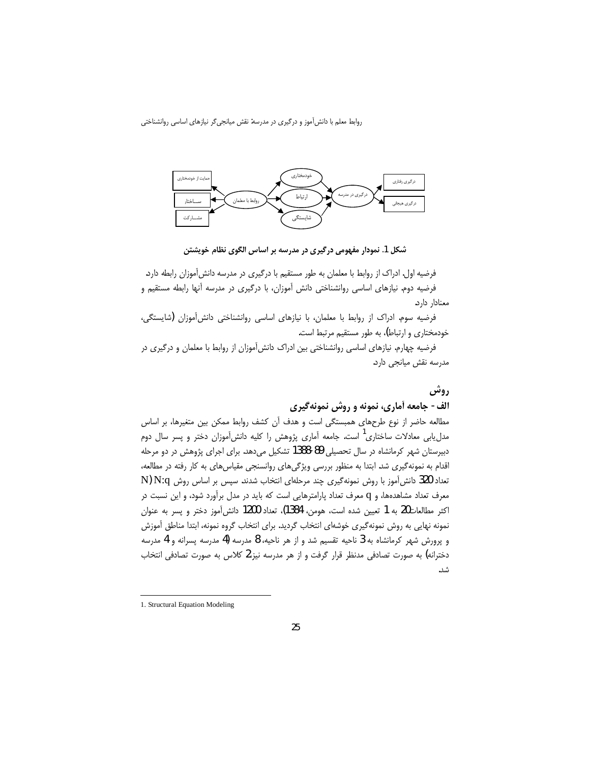شکل 1. نمودار مفهومی درگیری در مدرسه بر اساس الگوی نظام خویشتن

فرضیه اول. ادراک از روابط با معلمان به طور مستقیم با درگیری در مدرسه دانش‌آموزان رابطه دارد.

فرضیه دوم. نیازهای اساسی روانشناختی دانش آموزان، با درگیری در مدرسه آنها رابطه مستقیم و معنادار دارد.

فرضیه سوم. ادراک از روابط با معلمان، با نیازهای اساسی روانشناختی دانش‌آموزان (شایستگی، خودمختاری و ارتباط)، به طور مستقیم مرتبط است.

فرضیه چهارم. نیازهای اساسی روانشناختی بین ادراک دانش‌آموزان از روابط با معلمان و درگیری در مدرسه نقش میانجی دارد.

## روش

### الف - جامعه آماری، نمونه و روش نمونه‌گیری

مطالعه حاضر از نوع طرح‌های همبستگی است و هدف آن کشف روابط ممکن بین متغیرها، بر اساس مدل‌یابی معادلات ساختاری[1] است. جامعه آماری پژوهش را کلیه دانش‌آموزان دختر و پسر سال دوم دبیرستان شهر کرمانشاه در سال تحصیلی 89-1388 تشکیل می‌دهد. برای اجرای پژوهش در دو مرحله اقدام به نمونه‌گیری شد. ابتدا به منظور بررسی ویژگی‌های روانسنجی مقیاس‌های به کار رفته در مطالعه، تعداد 320 دانش‌آموز با روش نمونه‌گیری چند مرحله‌ای انتخاب شدند. سپس بر اساس روش N:q (N معرف تعداد مشاهده‌ها، و q معرف تعداد پارامترهایی است که باید در مدل برآورد شود، و این نسبت در اکثر مطالعات 20 به 1 تعیین شده است، هومن، 1384)، تعداد 1200 دانش‌آموز دختر و پسر به عنوان نمونه نهایی به روش نمونه‌گیری خوشه‌ای انتخاب گردید. برای انتخاب گروه نمونه، ابتدا مناطق آموزش و پرورش شهر کرمانشاه به 3 ناحیه تقسیم شد و از هر ناحیه، 8 مدرسه (4 مدرسه پسرانه و 4 مدرسه دخترانه) به صورت تصادفی مدنظر قرار گرفت و از هر مدرسه نیز 2 کلاس به صورت تصادفی انتخاب شد.

---

1. Structural Equation Modeling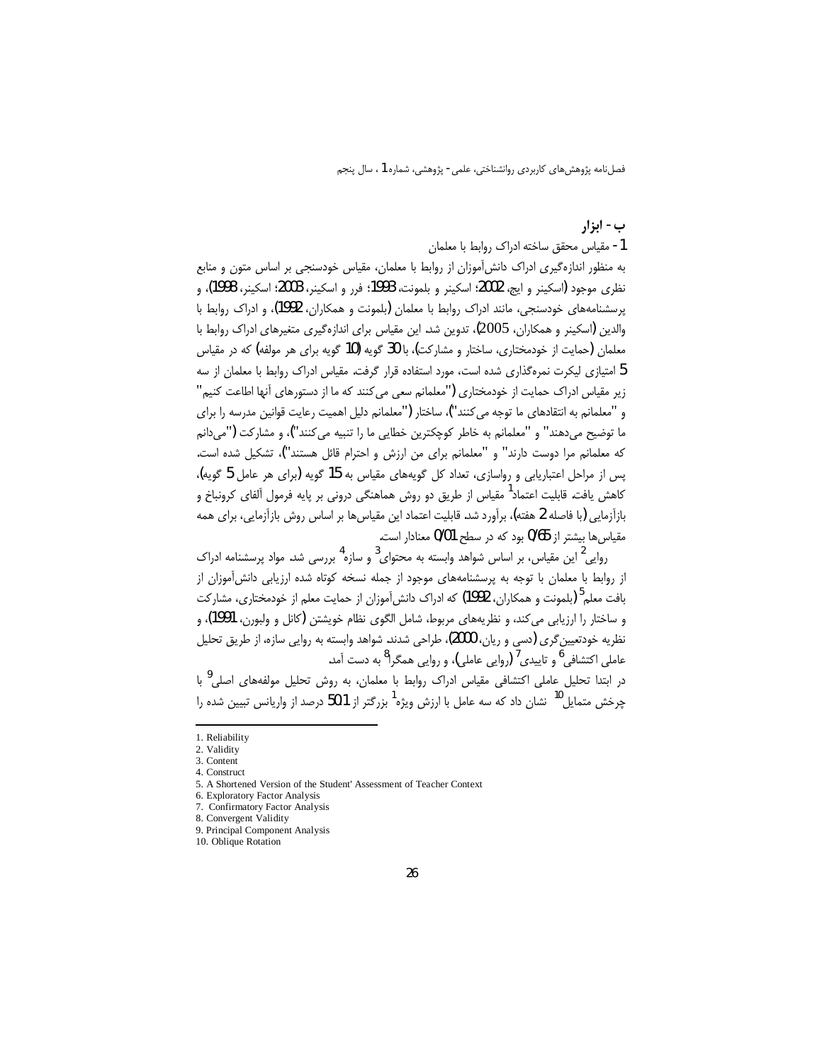### ب- ابزار

1- مقیاس محقق ساخته ادراک روابط با معلمان

به منظور اندازه‌گیری ادراک دانش‌آموزان از روابط با معلمان، مقیاس خودسنجی بر اساس متون و منابع نظری موجود (اسکینر و ایج، 2002؛ اسکینر و بلمونت، 1993؛ فرر و اسکینر، 2003؛ اسکینر، 1998)، و پرسشنامه‌های خودسنجی، مانند ادراک روابط با معلمان (بلمونت و همکاران، 1992)، و ادراک روابط با والدین (اسکینر و همکاران، 2005)، تدوین شد. این مقیاس برای اندازه‌گیری متغیرهای ادراک روابط با معلمان (حمایت از خودمختاری، ساختار و مشارکت)، با 30 گویه (10 گویه برای هر مولفه) که در مقیاس 5 امتیازی لیکرت نمره‌گذاری شده است، مورد استفاده قرار گرفت. مقیاس ادراک روابط با معلمان از سه زیر مقیاس ادراک حمایت از خودمختاری ("معلمانم سعی می‌کنند که ما از دستورهای آنها اطاعت کنیم" و "معلمانم به انتقادهای ما توجه می‌کنند")، ساختار ("معلمانم دلیل اهمیت رعایت قوانین مدرسه را برای ما توضیح می‌دهند" و "معلمانم به خاطر کوچکترین خطایی ما را تنبیه می‌کنند")، و مشارکت ("می‌دانم که معلمانم مرا دوست دارند" و "معلمانم برای من ارزش و احترام قائل هستند")، تشکیل شده است. پس از مراحل اعتباریابی و رواسازی، تعداد کل گویه‌های مقیاس به 15 گویه (برای هر عامل 5 گویه)، کاهش یافت. قابلیت اعتماد[1] مقیاس از طریق دو روش هماهنگی درونی بر پایه فرمول آلفای کرونباخ و بازآزمایی (با فاصله 2 هفته)، برآورد شد. قابلیت اعتماد این مقیاس‌ها بر اساس روش بازآزمایی، برای همه مقیاس‌ها بیشتر از 0/65 بود که در سطح 0/01 معنادار است.

روایی[2] این مقیاس، بر اساس شواهد وابسته به محتوای[3] و سازه[4] بررسی شد. مواد پرسشنامه ادراک از روابط با معلمان با توجه به پرسشنامه‌های موجود از جمله نسخه کوتاه شده ارزیابی دانش‌آموزان از بافت معلم[5] (بلمونت و همکاران، 1992) که ادراک دانش‌آموزان از حمایت معلم از خودمختاری، مشارکت و ساختار را ارزیابی می‌کند، و نظریه‌های مربوط، شامل الگوی نظام خویشتن (کانل و ولبورن، 1991)، و نظریه خودتعیین‌گری (دسی و ریان، 2000)، طراحی شدند. شواهد وابسته به روایی سازه، از طریق تحلیل عاملی اکتشافی[6] و تاییدی[7] (روایی عاملی)، و روایی همگرا[8] به دست آمد.

در ابتدا تحلیل عاملی اکتشافی مقیاس ادراک روابط با معلمان، به روش تحلیل مولفه‌های اصلی[9] با چرخش متمایل[10] نشان داد که سه عامل با ارزش ویژه[1] بزرگتر از 50/1 درصد از واریانس تبیین شده را

---

1. Reliability
2. Validity
3. Content
4. Construct
5. A Shortened Version of the Student' Assessment of Teacher Context
6. Exploratory Factor Analysis
7. Confirmatory Factor Analysis
8. Convergent Validity
9. Principal Component Analysis
10. Oblique Rotation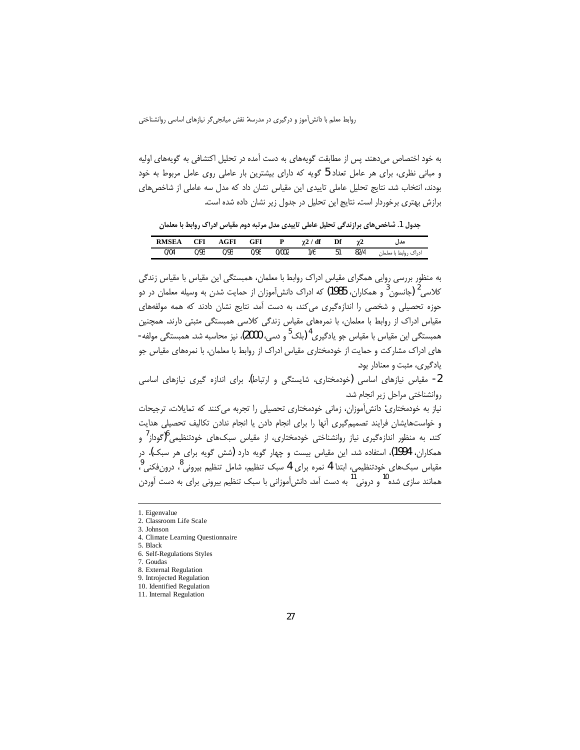به خود اختصاص می‌دهند. پس از مطابقت گویه‌های به دست آمده در تحلیل اکتشافی به گویه‌های اولیه و مبانی نظری، برای هر عامل تعداد 5 گویه که دارای بیشترین بار عاملی روی عامل مربوط به خود بودند، انتخاب شد. نتایج تحلیل عاملی تاییدی این مقیاس نشان داد که مدل سه عاملی از شاخص‌های برازش بهتری برخوردار است. نتایج این تحلیل در جدول زیر نشان داده شده است.

**جدول 1. شاخص‌های برازندگی تحلیل عاملی تاییدی مدل مرتبه دوم مقیاس ادراک روابط با معلمان**

| مدل | χ2 | Df | χ2 / df | P | GFI | AGFI | CFI | RMSEA |
|---|---|---|---|---|---|---|---|---|
| ادراک روابط با معلمان | 82/4 | 51 | 1/6 | 0/002 | 0/96 | 0/93 | 0/93 | 0/04 |

به منظور بررسی روایی همگرای مقیاس ادراک روابط با معلمان، همبستگی این مقیاس با مقیاس زندگی کلاسی[2] (جانسون[3] و همکاران، 1985) که ادراک دانش‌آموزان از حمایت شدن به وسیله معلمان در دو حوزه تحصیلی و شخصی را اندازه‌گیری می‌کند، به دست آمد. نتایج نشان دادند که همه مولفه‌های مقیاس ادراک از روابط با معلمان، با نمره‌های مقیاس زندگی کلاسی همبستگی مثبتی دارند. همچنین همبستگی این مقیاس با مقیاس جو یادگیری[4] (بلک[5] و دسی، 2000)، نیز محاسبه شد. همبستگی مولفه‌های ادراک مشارکت و حمایت از خودمختاری مقیاس ادراک از روابط با معلمان، با نمره‌های مقیاس جو یادگیری، مثبت و معنادار بود.

2- مقیاس نیازهای اساسی (خودمختاری، شایستگی و ارتباط). برای اندازه گیری نیازهای اساسی روانشناختی مراحل زیر انجام شد.

نیاز به خودمختاری: دانش‌آموزان، زمانی خودمختاری تحصیلی را تجربه می‌کنند که تمایلات، ترجیحات و خواستهایشان فرایند تصمیم‌گیری آنها را برای انجام دادن یا انجام ندادن تکالیف تحصیلی هدایت کند. به منظور اندازه‌گیری نیاز روانشناختی خودمختاری، از مقیاس سبک‌های خودتنظیمی[6] (گوداز[7] و همکاران، 1994)، استفاده شد. این مقیاس بیست و چهار گویه دارد (شش گویه برای هر سبک). در مقیاس سبک‌های خودتنظیمی، ابتدا 4 نمره برای 4 سبک تنظیم، شامل تنظیم بیرونی[8]، درون‌فکنی[9]، همانند سازی شده[10] و درونی[11] به دست آمد. دانش‌آموزانی با سبک تنظیم بیرونی برای به دست آوردن

---

1. Eigenvalue
2. Classroom Life Scale
3. Johnson
4. Climate Learning Questionnaire
5. Black
6. Self-Regulations Styles
7. Goudas
8. External Regulation
9. Introjected Regulation
10. Identified Regulation
11. Internal Regulation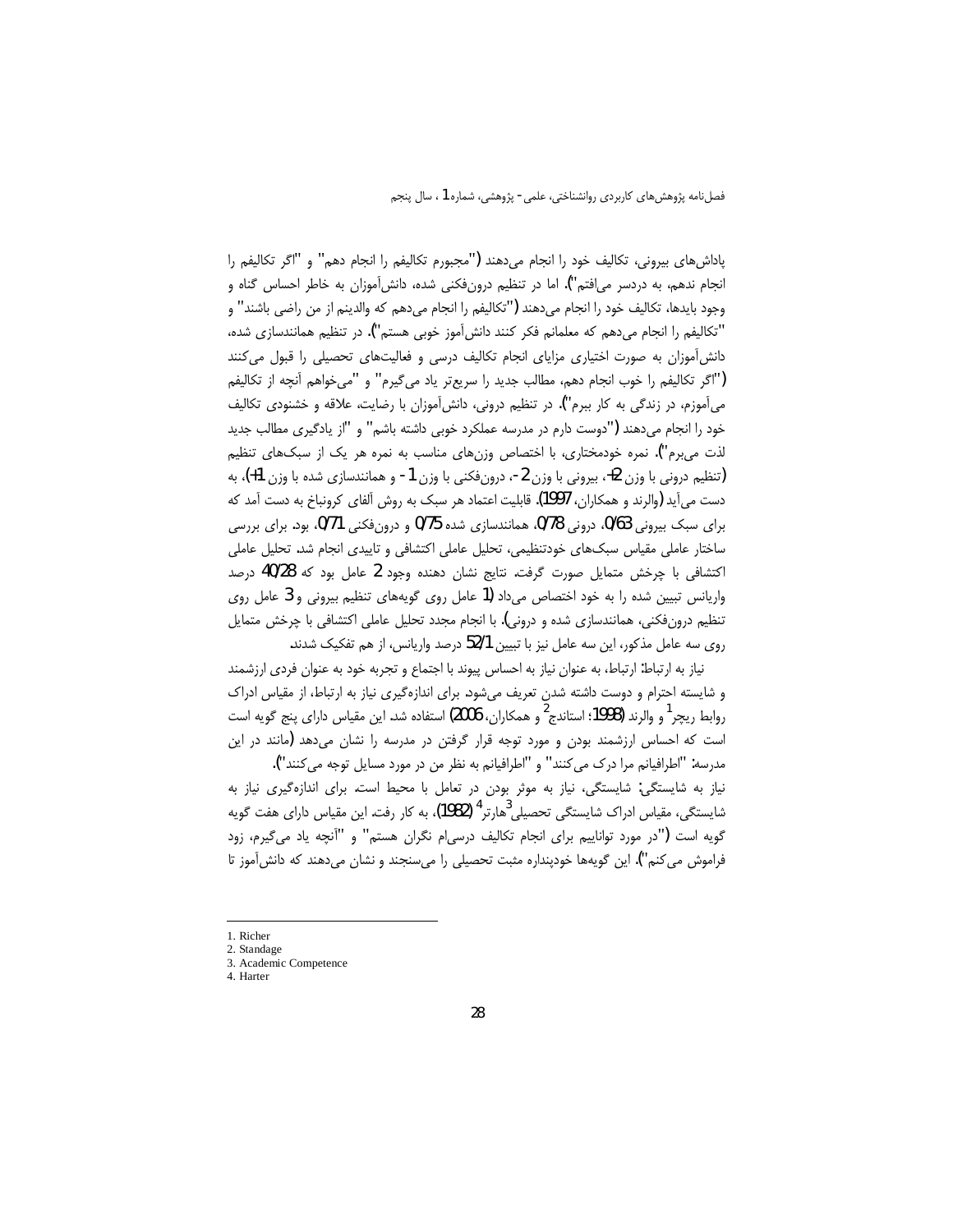پاداش‌های بیرونی، تکالیف خود را انجام می‌دهند ("مجبورم تکالیفم را انجام دهم" و "اگر تکالیفم را انجام ندهم، به دردسر می‌افتم"). اما در تنظیم درون‌فکنی شده، دانش‌آموزان به خاطر احساس گناه و وجود بایدها، تکالیف خود را انجام می‌دهند ("تکالیفم را انجام می‌دهم که والدینم از من راضی باشند" و "تکالیفم را انجام می‌دهم که معلمانم فکر کنند دانش‌آموز خوبی هستم"). در تنظیم همانندسازی شده، دانش‌آموزان به صورت اختیاری مزایای انجام تکالیف درسی و فعالیت‌های تحصیلی را قبول می‌کنند ("اگر تکالیفم را خوب انجام دهم، مطالب جدید را سریع‌تر یاد می‌گیرم" و "می‌خواهم آنچه از تکالیفم می‌آموزم، در زندگی به کار ببرم"). در تنظیم درونی، دانش‌آموزان با رضایت، علاقه و خشنودی تکالیف خود را انجام می‌دهند ("دوست دارم در مدرسه عملکرد خوبی داشته باشم" و "از یادگیری مطالب جدید لذت می‌برم"). نمره خودمختاری، با اختصاص وزن‌های مناسب به نمره هر یک از سبک‌های تنظیم (تنظیم درونی با وزن 2+، بیرونی با وزن 2-، درون‌فکنی با وزن 1- و همانندسازی شده با وزن 1+)، به دست می‌آید (والرند و همکاران، 1997). قابلیت اعتماد هر سبک به روش آلفای کرونباخ به دست آمد که برای سبک بیرونی 0/63، درونی 0/78، همانندسازی شده 0/75 و درون‌فکنی 0/71، بود. برای بررسی ساختار عاملی مقیاس سبک‌های خودتنظیمی، تحلیل عاملی اکتشافی و تاییدی انجام شد. تحلیل عاملی اکتشافی با چرخش متمایل صورت گرفت. نتایج نشان دهنده وجود 2 عامل بود که 40/28 درصد واریانس تبیین شده را به خود اختصاص می‌داد (1 عامل روی گویه‌های تنظیم بیرونی و 3 عامل روی تنظیم درون‌فکنی، همانندسازی شده و درونی). با انجام مجدد تحلیل عاملی اکتشافی با چرخش متمایل روی سه عامل مذکور، این سه عامل نیز با تبیین 52/1 درصد واریانس، از هم تفکیک شدند.

نیاز به ارتباط: ارتباط، به عنوان نیاز به احساس پیوند با اجتماع و تجربه خود به عنوان فردی ارزشمند و شایسته احترام و دوست داشته شدن تعریف می‌شود. برای اندازه‌گیری نیاز به ارتباط، از مقیاس ادراک روابط ریچر[1] و والرند (1998؛ استاندج[2] و همکاران، 2006) استفاده شد. این مقیاس دارای پنج گویه است است که احساس ارزشمند بودن و مورد توجه قرار گرفتن در مدرسه را نشان می‌دهد (مانند در این مدرسه: "اطرافیانم مرا درک می‌کنند" و "اطرافیانم به نظر من در مورد مسایل توجه می‌کنند").

نیاز به شایستگی: شایستگی، نیاز به موثر بودن در تعامل با محیط است. برای اندازه‌گیری نیاز به شایستگی، مقیاس ادراک شایستگی تحصیلی[3] هارتر[4] (1982)، به کار رفت. این مقیاس دارای هفت گویه گویه است ("در مورد توانایی‌ام برای انجام تکالیف درسی‌ام نگران هستم" و "آنچه یاد می‌گیرم، زود فراموش می‌کنم"). این گویه‌ها خودپنداره مثبت تحصیلی را می‌سنجند و نشان می‌دهند که دانش‌آموز تا

---

1. Richer
2. Standage
3. Academic Competence
4. Harter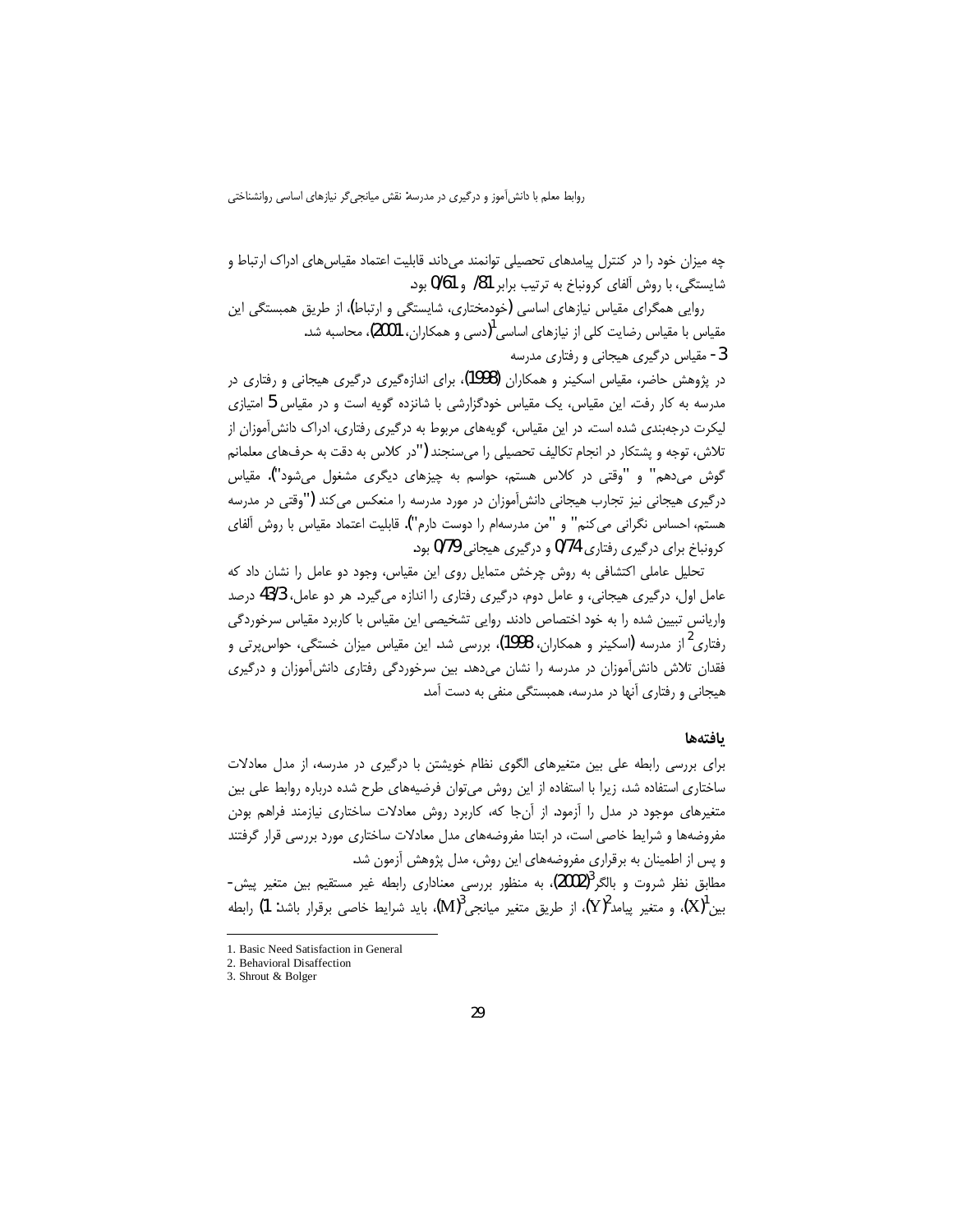چه میزان خود را در کنترل پیامدهای تحصیلی توانمند می‌دانند. قابلیت اعتماد مقیاس‌های ادراک ارتباط و شایستگی، با روش آلفای کرونباخ به ترتیب برابر 81/. و 0/61 بود.

روایی همگرای مقیاس نیازهای اساسی (خودمختاری، شایستگی و ارتباط)، از طریق همبستگی این مقیاس با مقیاس رضایت کلی از نیازهای اساسی[1] (دسی و همکاران، 2001)، محاسبه شد.

3- مقیاس درگیری هیجانی و رفتاری مدرسه

در پژوهش حاضر، مقیاس اسکینر و همکاران (1998)، برای اندازه‌گیری درگیری هیجانی و رفتاری در مدرسه به کار رفت. این مقیاس، یک مقیاس خودگزارشی با شانزده گویه است و در مقیاس 5 امتیازی لیکرت درجه‌بندی شده است. در این مقیاس، گویه‌های مربوط به درگیری رفتاری، ادراک دانش‌آموزان از تلاش، توجه و پشتکار در انجام تکالیف تحصیلی را می‌سنجند ("در کلاس به دقت به حرف‌های معلمانم گوش می‌دهم" و "وقتی در کلاس هستم، حواسم به چیزهای دیگری مشغول می‌شود"). مقیاس درگیری هیجانی نیز تجارب هیجانی دانش‌آموزان در مورد مدرسه را منعکس می‌کند ("وقتی در مدرسه هستم، احساس نگرانی می‌کنم" و "من مدرسه‌ام را دوست دارم"). قابلیت اعتماد مقیاس با روش آلفای کرونباخ برای درگیری رفتاری 0/74 و درگیری هیجانی 0/79 بود.

تحلیل عاملی اکتشافی به روش چرخش متمایل روی این مقیاس، وجود دو عامل را نشان داد که عامل اول، درگیری هیجانی، و عامل دوم، درگیری رفتاری را اندازه می‌گیرد. هر دو عامل، 43/3 درصد واریانس تبیین شده را به خود اختصاص دادند. روایی تشخیصی این مقیاس با کاربرد مقیاس سرخوردگی رفتاری[2] از مدرسه (اسکینر و همکاران، 1998)، بررسی شد. این مقیاس میزان خستگی، حواس‌پرتی و فقدان تلاش دانش‌آموزان در مدرسه را نشان می‌دهد. بین سرخوردگی رفتاری دانش‌آموزان و درگیری هیجانی و رفتاری آنها در مدرسه، همبستگی منفی به دست آمد.

### یافته‌ها

برای بررسی رابطه علی بین متغیرهای الگوی نظام خویشتن با درگیری در مدرسه، از مدل معادلات ساختاری استفاده شد، زیرا با استفاده از این روش می‌توان فرضیه‌های طرح شده درباره روابط علی بین متغیرهای موجود در مدل را آزمود. از آن‌جا که، کاربرد روش معادلات ساختاری نیازمند فراهم بودن مفروضه‌ها و شرایط خاصی است، در ابتدا مفروضه‌های مدل معادلات ساختاری مورد بررسی قرار گرفتند و پس از اطمینان به برقراری مفروضه‌های این روش، مدل پژوهش آزمون شد.

مطابق نظر شروت و بالگر[3] (2002)، به منظور بررسی معناداری رابطه غیر مستقیم بین متغیر پیش‌بین[1] (X)، و متغیر پیامد[2] (Y)، از طریق متغیر میانجی[3] (M)، باید شرایط خاصی برقرار باشد: 1) رابطه

1. Basic Need Satisfaction in General
2. Behavioral Disaffection
3. Shrout & Bolger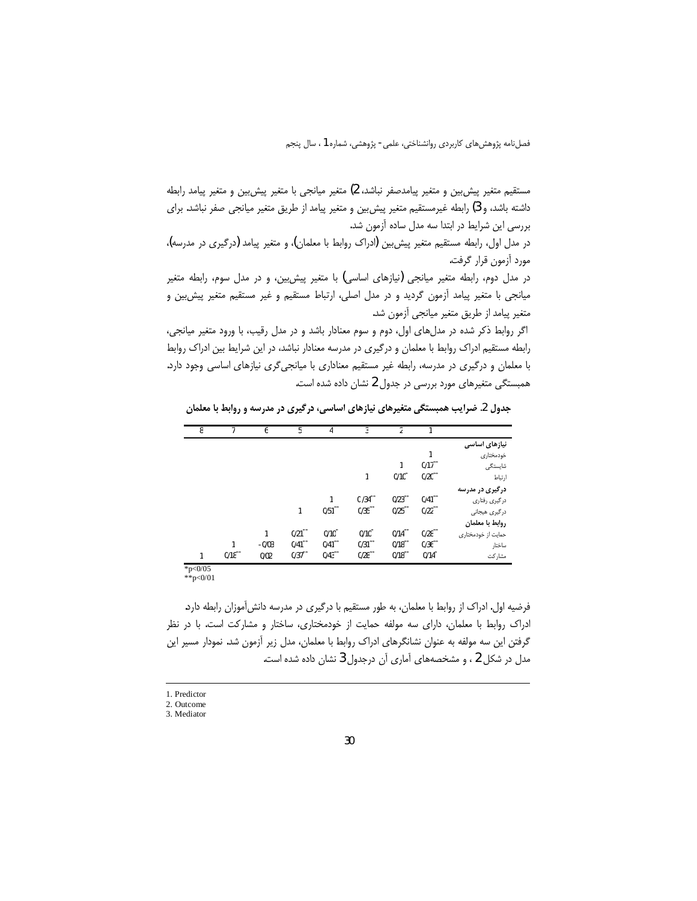مستقیم متغیر پیش‌بین و متغیر پیامدصفر نباشد، 2) متغیر میانجی با متغیر پیش‌بین و متغیر پیامد رابطه داشته باشد، و3) رابطه غیرمستقیم متغیر پیش‌بین و متغیر پیامد از طریق متغیر میانجی صفر نباشد. برای بررسی این شرایط در ابتدا سه مدل ساده آزمون شد.

در مدل اول، رابطه مستقیم متغیر پیش‌بین (ادراک روابط با معلمان)، و متغیر پیامد (درگیری در مدرسه)، مورد آزمون قرار گرفت.

در مدل دوم، رابطه متغیر میانجی (نیازهای اساسی) با متغیر پیش‌بین، و در مدل سوم، رابطه متغیر میانجی با متغیر پیامد آزمون گردید و در مدل اصلی، ارتباط مستقیم و غیر مستقیم متغیر پیش‌بین و متغیر پیامد از طریق متغیر میانجی آزمون شد.

اگر روابط ذکر شده در مدل‌های اول، دوم و سوم معنادار باشد و در مدل رقیب، با ورود متغیر میانجی، رابطه مستقیم ادراک روابط با معلمان و درگیری در مدرسه معنادار نباشد، در این شرایط بین ادراک روابط با معلمان و درگیری در مدرسه، رابطه غیر مستقیم معناداری با میانجی‌گری نیازهای اساسی وجود دارد. همبستگی متغیرهای مورد بررسی در جدول 2 نشان داده شده است.

**جدول 2. ضرایب همبستگی متغیرهای نیازهای اساسی، درگیری در مدرسه و روابط با معلمان**

| | 1 | 2 | 3 | 4 | 5 | 6 | 7 | 8 |
|---|---|---|---|---|---|---|---|---|
| **نیازهای اساسی** | | | | | | | | |
| خودمختاری | 1 | | | | | | | |
| شایستگی | 0/17** | 1 | | | | | | |
| ارتباط | 0/20** | 0/10* | 1 | | | | | |
| **درگیری در مدرسه** | | | | | | | | |
| درگیری رفتاری | 0/41** | 0/23** | 0/34** | 1 | | | | |
| درگیری هیجانی | 0/22** | 0/25** | 0/35** | 0/51** | 1 | | | |
| **روابط با معلمان** | | | | | | | | |
| حمایت از خودمختاری | 0/28** | 0/14** | 0/10* | 0/10* | 0/21** | 1 | | |
| ساختار | 0/36** | 0/18** | 0/31** | 0/41** | 0/41** | -0/03 | 1 | |
| مشارکت | 0/14* | 0/18** | 0/28** | 0/43** | 0/37** | 0/02 | 0/18** | 1 |

*p<0/05
**p<0/01

فرضیه اول. ادراک از روابط با معلمان، به طور مستقیم با درگیری در مدرسه دانش‌آموزان رابطه دارد. ادراک روابط با معلمان، دارای سه مولفه حمایت از خودمختاری، ساختار و مشارکت است. با در نظر گرفتن این سه مولفه به عنوان نشانگرهای ادراک روابط با معلمان، مدل زیر آزمون شد. نمودار مسیر این مدل در شکل 2 ، و مشخصه‌های آماری آن درجدول 3 نشان داده شده است.

---

1. Predictor
2. Outcome
3. Mediator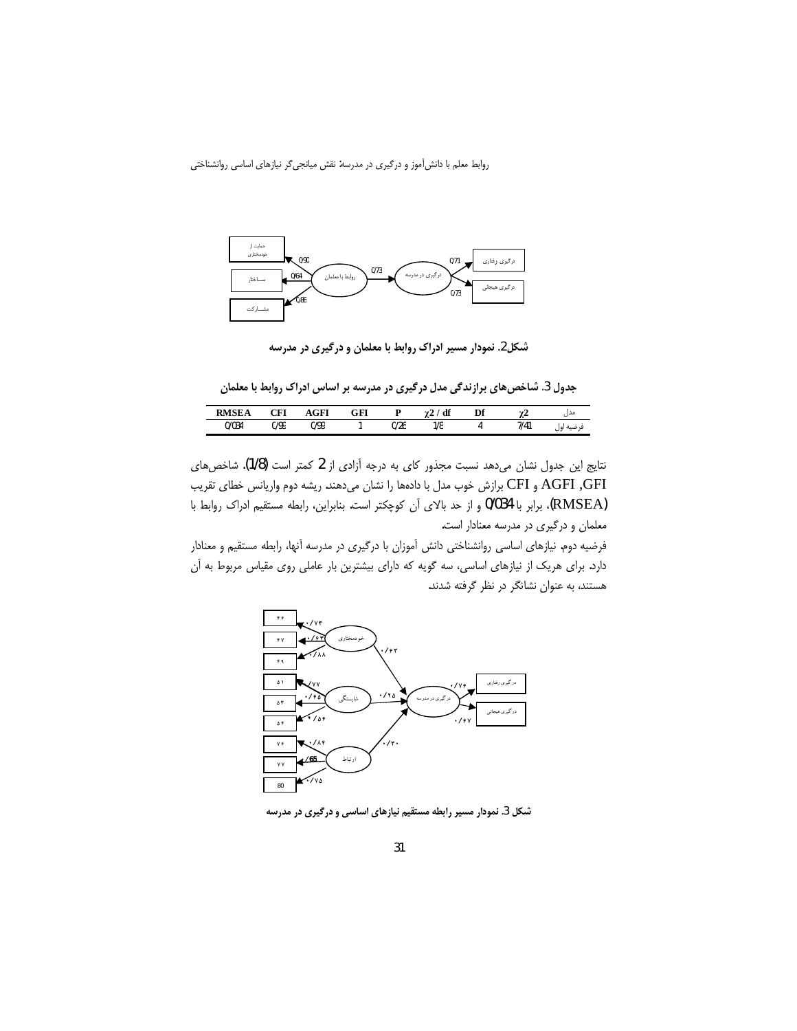**شکل2. نمودار مسیر ادراک روابط با معلمان و درگیری در مدرسه**

**جدول 3. شاخص‌های برازندگی مدل درگیری در مدرسه بر اساس ادراک روابط با معلمان**

| مدل | $\chi^2$ | Df | $\chi^2$ / df | P | GFI | AGFI | CFI | RMSEA |
|---|---|---|---|---|---|---|---|---|
| فرضیه اول | 7/41 | 4 | 1/8 | 0/26 | 1 | 0/98 | 0/99 | 0/034 |

نتایج این جدول نشان می‌دهد نسبت مجذور کای به درجه آزادی از 2 کمتر است (1/8). شاخص‌های GFI, AGFI و CFI برازش خوب مدل با داده‌ها را نشان می‌دهند. ریشه دوم واریانس خطای تقریب (RMSEA)، برابر با 0/034 و از حد بالای آن کوچکتر است. بنابراین، رابطه مستقیم ادراک روابط با معلمان و درگیری در مدرسه معنادار است.

فرضیه دوم. نیازهای اساسی روانشناختی دانش آموزان با درگیری در مدرسه آنها، رابطه مستقیم و معنادار دارد. برای هریک از نیازهای اساسی، سه گویه که دارای بیشترین بار عاملی روی مقیاس مربوط به آن هستند، به عنوان نشانگر در نظر گرفته شدند.

**شکل 3. نمودار مسیر رابطه مستقیم نیازهای اساسی و درگیری در مدرسه**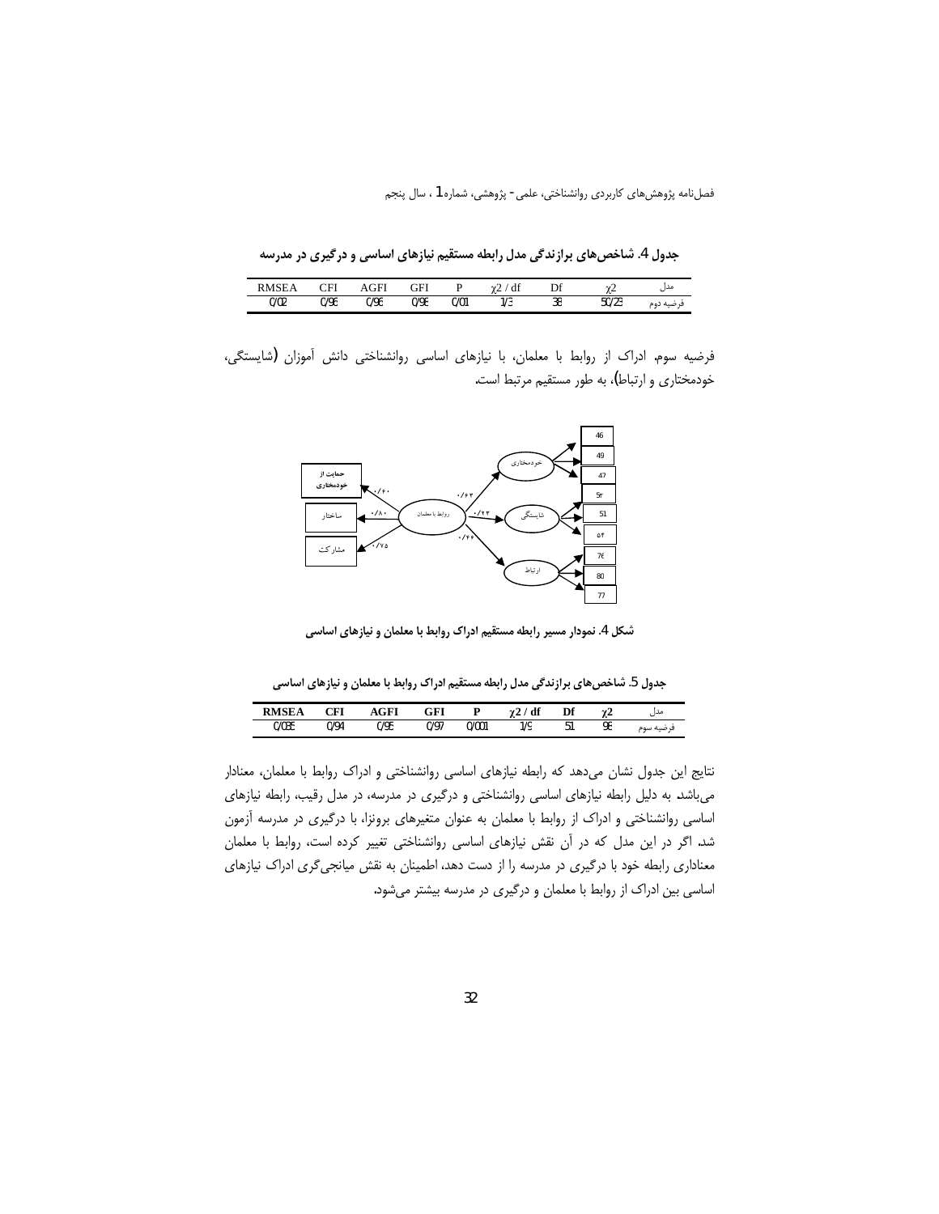**جدول 4. شاخص‌های برازندگی مدل رابطه مستقیم نیازهای اساسی و درگیری در مدرسه**

| مدل | $\chi2$ | Df | $\chi2$ / df | P | GFI | AGFI | CFI | RMSEA |
|---|---|---|---|---|---|---|---|---|
| فرضیه دوم | 50/23 | 38 | 1/3 | 0/01 | 0/98 | 0/96 | 0/96 | 0/02 |

فرضیه سوم. ادراک از روابط با معلمان، با نیازهای اساسی روانشناختی دانش آموزان (شایستگی، خودمختاری و ارتباط)، به طور مستقیم مرتبط است.

**شکل 4. نمودار مسیر رابطه مستقیم ادراک روابط با معلمان و نیازهای اساسی**

**جدول 5. شاخص‌های برازندگی مدل رابطه مستقیم ادراک روابط با معلمان و نیازهای اساسی**

| مدل | $\chi2$ | Df | $\chi2$ / df | P | GFI | AGFI | CFI | RMSEA |
|---|---|---|---|---|---|---|---|---|
| فرضیه سوم | 98 | 51 | 1/9 | 0/001 | 0/97 | 0/95 | 0/94 | 0/035 |

نتایج این جدول نشان می‌دهد که رابطه نیازهای اساسی روانشناختی و ادراک روابط با معلمان، معنادار می‌باشد. به دلیل رابطه نیازهای اساسی روانشناختی و درگیری در مدرسه، در مدل رقیب، رابطه نیازهای اساسی روانشناختی و ادراک از روابط با معلمان به عنوان متغیرهای برونزا، با درگیری در مدرسه آزمون شد. اگر در این مدل که در آن نقش نیازهای اساسی روانشناختی تغییر کرده است، روابط با معلمان معناداری رابطه خود با درگیری در مدرسه را از دست دهد، اطمینان به نقش میانجی‌گری ادراک نیازهای اساسی بین ادراک از روابط با معلمان و درگیری در مدرسه بیشتر می‌شود.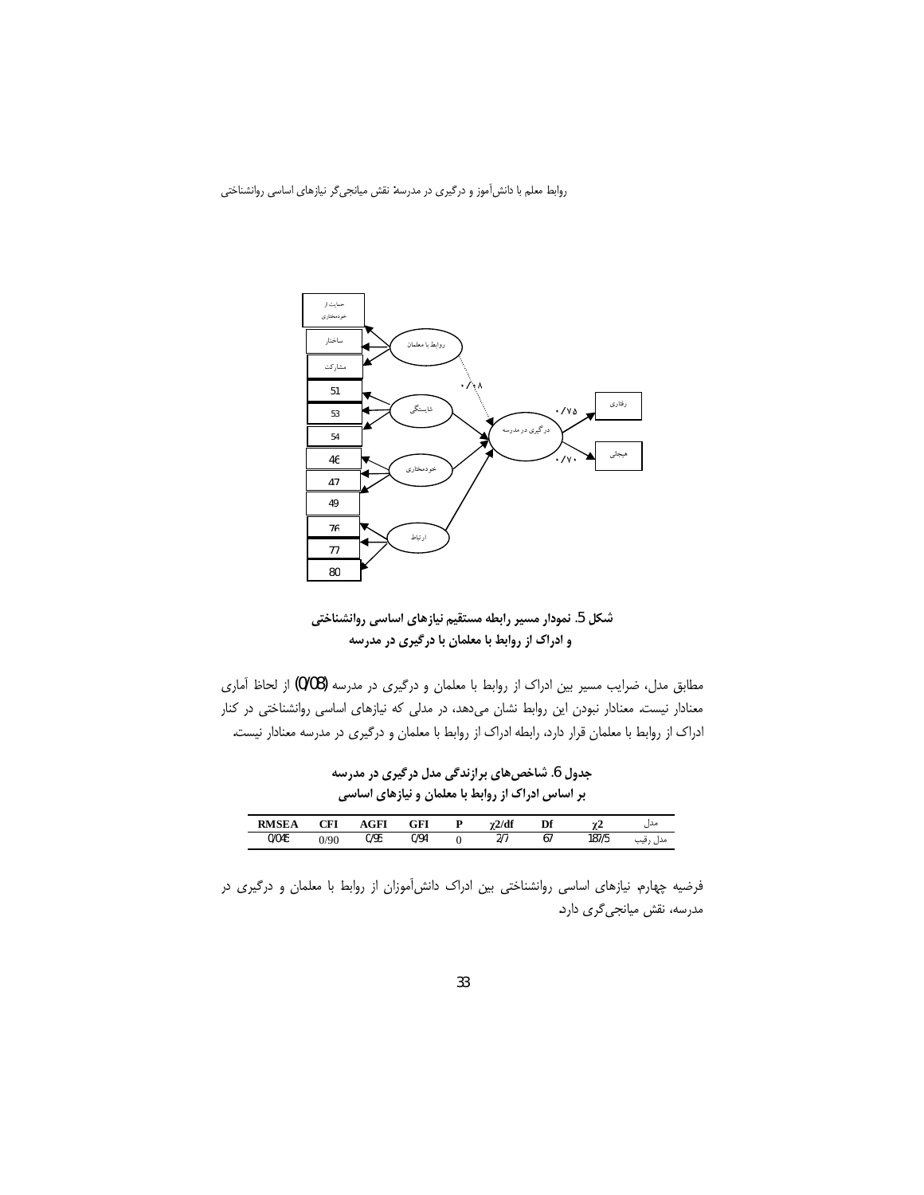شکل 5. نمودار مسیر رابطه مستقیم نیازهای اساسی روانشناختی
و ادراک از روابط با معلمان با درگیری در مدرسه

مطابق مدل، ضرایب مسیر بین ادراک از روابط با معلمان و درگیری در مدرسه (0/08) از لحاظ آماری معنادار نیست. معنادار نبودن این روابط نشان می‌دهد، در مدلی که نیازهای اساسی روانشناختی در کنار ادراک از روابط با معلمان قرار دارد، رابطه ادراک از روابط با معلمان و درگیری در مدرسه معنادار نیست.

جدول 6. شاخص‌های برازندگی مدل درگیری در مدرسه
بر اساس ادراک از روابط با معلمان و نیازهای اساسی

| RMSEA | CFI | AGFI | GFI | P | χ2/df | Df | χ2 | مدل |
|---|---|---|---|---|---|---|---|---|
| 0/043 | 0/90 | 0/95 | 0/94 | 0 | 2/7 | 67 | 187/5 | مدل رقیب |

فرضیه چهارم. نیازهای اساسی روانشناختی بین ادراک دانش‌آموزان از روابط با معلمان و درگیری در مدرسه، نقش میانجی‌گری دارد.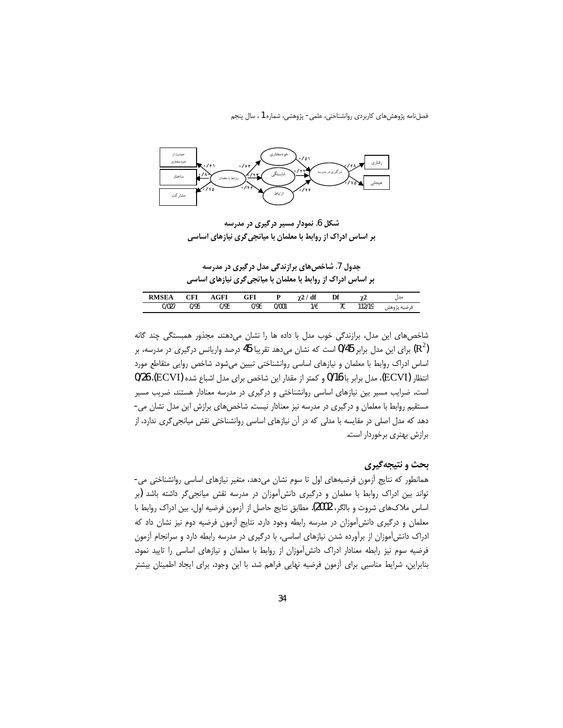شکل 6. نمودار مسیر درگیری در مدرسه
بر اساس ادراک از روابط با معلمان با میانجی‌گری نیازهای اساسی

**جدول 7. شاخص‌های برازندگی مدل درگیری در مدرسه بر اساس ادراک از روابط با معلمان با میانجی‌گری نیازهای اساسی**

| مدل | $\chi 2$ | Df | $\chi 2$ / df | P | GFI | AGFI | CFI | RMSEA |
|---|---|---|---|---|---|---|---|---|
| فرضیه پژوهش | 112/19 | 70 | 1/60 | 0/001 | 0/96 | 0/95 | 0/95 | 0/027 |

شاخص‌های این مدل، برازندگی خوب مدل با داده ها را نشان می‌دهند. مجذور همبستگی چند گانه ($R^2$) برای این مدل برابر 0/45 است که نشان می‌دهد تقریبا 45 درصد واریانس درگیری در مدرسه، بر اساس ادراک روابط با معلمان و نیازهای اساسی روانشناختی تبیین می‌شود. شاخص روایی متقاطع مورد انتظار (ECVI)، مدل برابر با 0/16 و کمتر از مقدار این شاخص برای مدل اشباع شده (ECVI)، 0/26 است. ضرایب مسیر بین نیازهای اساسی روانشناختی و درگیری در مدرسه معنادار هستند. ضریب مسیر مستقیم روابط با معلمان و درگیری در مدرسه نیز معنادار نیست. شاخص‌های برازش این مدل نشان می‌دهد که مدل اصلی در مقایسه با مدلی که در آن نیازهای اساسی روانشناختی نقش میانجی‌گری ندارد، از برازش بهتری برخوردار است.

## بحث و نتیجه‌گیری

همانطور که نتایج آزمون فرضیه‌های اول تا سوم نشان می‌دهد، متغیر نیازهای اساسی روانشناختی می‌تواند بین ادراک روابط با معلمان و درگیری دانش‌آموزان در مدرسه نقش میانجی‌گر داشته باشد (بر اساس ملاک‌های شروت و بالگر، 2002). مطابق نتایج حاصل از آزمون فرضیه اول، بین ادراک روابط با معلمان و درگیری دانش‌آموزان در مدرسه رابطه وجود دارد. نتایج آزمون فرضیه دوم نیز نشان داد که ادراک دانش‌آموزان از برآورده شدن نیازهای اساسی، با درگیری در مدرسه رابطه دارد و سرانجام آزمون فرضیه سوم نیز رابطه معنادار ادراک دانش‌آموزان از روابط با معلمان و نیازهای اساسی را تایید نمود. بنابراین، شرایط مناسبی برای آزمون فرضیه نهایی فراهم شد. با این وجود، برای ایجاد اطمینان بیشتر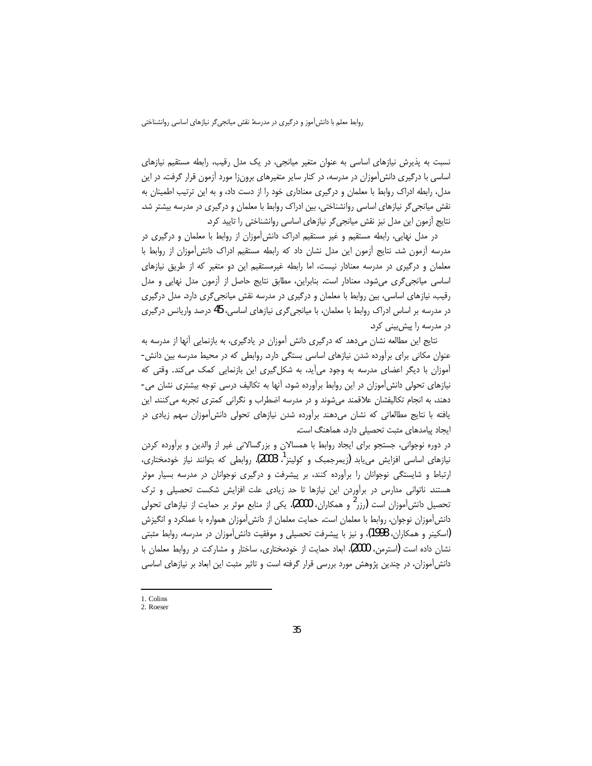نسبت به پذیرش نیازهای اساسی به عنوان متغیر میانجی، در یک مدل رقیب، رابطه مستقیم نیازهای اساسی با درگیری دانش‌آموزان در مدرسه، در کنار سایر متغیرهای برون‌زا مورد آزمون قرار گرفت. در این مدل، رابطه ادراک روابط با معلمان و درگیری معناداری خود را از دست داد، و به این ترتیب اطمینان به نقش میانجی‌گر نیازهای اساسی روانشناختی، بین ادراک روابط با معلمان و درگیری در مدرسه بیشتر شد. نتایج آزمون این مدل نیز نقش میانجی‌گر نیازهای اساسی روانشناختی را تایید کرد.

در مدل نهایی، رابطه مستقیم و غیر مستقیم ادراک دانش‌آموزان از روابط با معلمان و درگیری در مدرسه آزمون شد. نتایج آزمون این مدل نشان داد که رابطه مستقیم ادراک دانش‌آموزان از روابط با معلمان و درگیری در مدرسه معنادار نیست، اما رابطه غیرمستقیم این دو متغیر که از طریق نیازهای اساسی میانجی‌گری می‌شود، معنادار است. بنابراین، مطابق نتایج حاصل از آزمون مدل نهایی و مدل رقیب، نیازهای اساسی، بین روابط با معلمان و درگیری در مدرسه نقش میانجی‌گری دارد. مدل درگیری در مدرسه بر اساس ادراک روابط با معلمان، با میانجی‌گری نیازهای اساسی، 45 درصد واریانس درگیری در مدرسه را پیش‌بینی کرد.

نتایج این مطالعه نشان می‌دهد که درگیری دانش آموزان در یادگیری، به بازنمایی آنها از مدرسه به عنوان مکانی برای برآورده شدن نیازهای اساسی بستگی دارد. روابطی که در محیط مدرسه بین دانش-آموزان با دیگر اعضای مدرسه به وجود می‌آید، به شکل‌گیری این بازنمایی کمک می‌کند. وقتی که نیازهای تحولی دانش‌آموزان در این روابط برآورده شود، آنها به تکالیف درسی توجه بیشتری نشان می-دهند، به انجام تکالیفشان علاقمند می‌شوند و در مدرسه اضطراب و نگرانی کمتری تجربه می‌کنند. این یافته با نتایج مطالعاتی که نشان می‌دهند برآورده شدن نیازهای تحولی دانش‌آموزان سهم زیادی در ایجاد پیامدهای مثبت تحصیلی دارد، هماهنگ است.

در دوره نوجوانی، جستجو برای ایجاد روابط با همسالان و بزرگسالانی غیر از والدین و برآورده کردن نیازهای اساسی افزایش می‌یابد (زیمرجمبک و کولینز[1]، 2003). روابطی که بتوانند نیاز خودمختاری، ارتباط و شایستگی نوجوانان را برآورده کنند، بر پیشرفت و درگیری نوجوانان در مدرسه بسیار موثر هستند. ناتوانی مدارس در برآوردن این نیازها تا حد زیادی علت افزایش شکست تحصیلی و ترک تحصیل دانش‌آموزان است (رزر[2] و همکاران، 2000). یکی از منابع موثر بر حمایت از نیازهای تحولی دانش‌آموزان نوجوان، روابط با معلمان است. حمایت معلمان از دانش‌آموزان همواره با عملکرد و انگیزش (اسکینر و همکاران، 1998)، و نیز با پیشرفت تحصیلی و موفقیت دانش‌آموزان در مدرسه، روابط مثبتی نشان داده است (استرمن، 2000). ابعاد حمایت از خودمختاری، ساختار و مشارکت در روابط معلمان با دانش‌آموزان، در چندین پژوهش مورد بررسی قرار گرفته است و تاثیر مثبت این ابعاد بر نیازهای اساسی

---

1. Colins
2. Roeser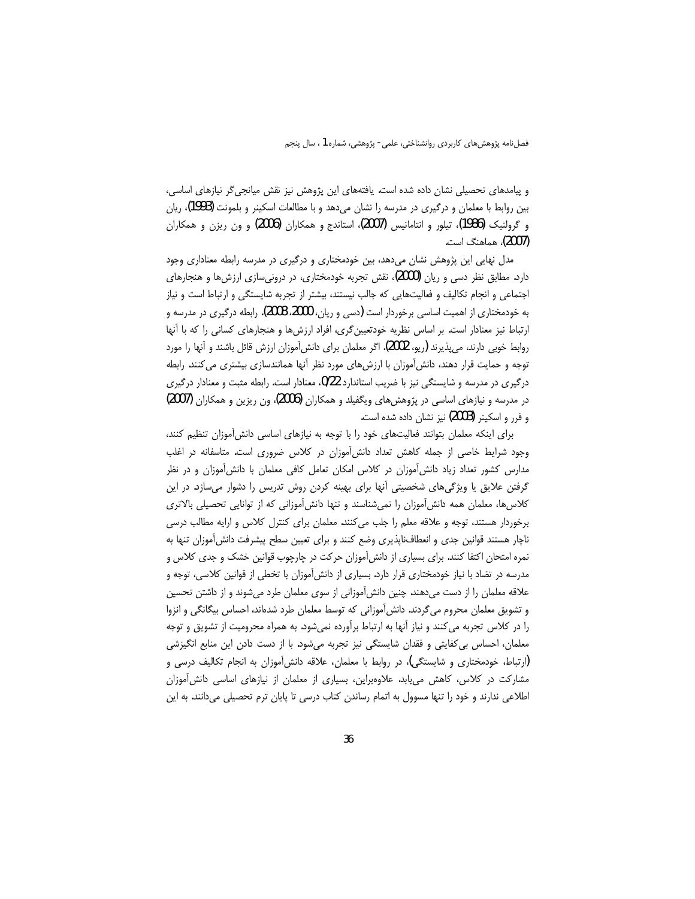و پیامدهای تحصیلی نشان داده شده است. یافته‌های این پژوهش نیز نقش میانجی‌گر نیازهای اساسی، بین روابط با معلمان و درگیری در مدرسه را نشان می‌دهد و با مطالعات اسکینر و بلمونت (1993)، ریان و گرولنیک (1986)، تیلور و انتامانیس (2007)، استاندج و همکاران (2006) و ون ریزن و همکاران (2007)، هماهنگ است.

مدل نهایی این پژوهش نشان می‌دهد، بین خودمختاری و درگیری در مدرسه رابطه معناداری وجود دارد. مطابق نظر دسی و ریان (2000)، نقش تجربه خودمختاری، در درونی‌سازی ارزش‌ها و هنجارهای اجتماعی و انجام تکالیف و فعالیت‌هایی که جالب نیستند، بیشتر از تجربه شایستگی و ارتباط است و نیاز به خودمختاری از اهمیت اساسی برخوردار است (دسی و ریان، 2000، 2008). رابطه درگیری در مدرسه و ارتباط نیز معنادار است. بر اساس نظریه خودتعیین‌گری، افراد ارزش‌ها و هنجارهای کسانی را که با آنها روابط خوبی دارند، می‌پذیرند (ریو، 2002). اگر معلمان برای دانش‌آموزان ارزش قائل باشند و آنها را مورد توجه و حمایت قرار دهند، دانش‌آموزان با ارزش‌های مورد نظر آنها همانندسازی بیشتری می‌کنند. رابطه درگیری در مدرسه و شایستگی نیز با ضریب استاندارد 0/22، معنادار است. رابطه مثبت و معنادار درگیری در مدرسه و نیازهای اساسی در پژوهش‌های ویگفیلد و همکاران (2006)، ون ریزین و همکاران (2007) و فرر و اسکینر (2003) نیز نشان داده شده است.

برای اینکه معلمان بتوانند فعالیت‌های خود را با توجه به نیازهای اساسی دانش‌آموزان تنظیم کنند، وجود شرایط خاصی از جمله کاهش تعداد دانش‌آموزان در کلاس ضروری است. متاسفانه در اغلب مدارس کشور تعداد زیاد دانش‌آموزان در کلاس امکان تعامل کافی معلمان با دانش‌آموزان و در نظر گرفتن علایق یا ویژگی‌های شخصیتی آنها برای بهینه کردن روش تدریس را دشوار می‌سازد. در این کلاس‌ها، معلمان همه دانش‌آموزان را نمی‌شناسند و تنها دانش‌آموزانی که از توانایی تحصیلی بالاتری برخوردار هستند، توجه و علاقه معلم را جلب می‌کنند. معلمان برای کنترل کلاس و ارایه مطالب درسی ناچار هستند قوانین جدی و انعطاف‌ناپذیری وضع کنند و برای تعیین سطح پیشرفت دانش‌آموزان تنها به نمره امتحان اکتفا کنند. برای بسیاری از دانش‌آموزان حرکت در چارچوب قوانین خشک و جدی کلاس و مدرسه در تضاد با نیاز خودمختاری قرار دارد. بسیاری از دانش‌آموزان با تخطی از قوانین کلاسی، توجه و علاقه معلمان را از دست می‌دهند. چنین دانش‌آموزانی از سوی معلمان طرد می‌شوند و از داشتن تحسین و تشویق معلمان محروم می‌گردند. دانش‌آموزانی که توسط معلمان طرد شده‌اند، احساس بیگانگی و انزوا را در کلاس تجربه می‌کنند و نیاز آنها به ارتباط برآورده نمی‌شود. به همراه محرومیت از تشویق و توجه معلمان، احساس بی‌کفایتی و فقدان شایستگی نیز تجربه می‌شود. با از دست دادن این منابع انگیزشی (ارتباط، خودمختاری و شایستگی)، در روابط با معلمان، علاقه دانش‌آموزان به انجام تکالیف درسی و مشارکت در کلاس، کاهش می‌یابد. علاوه‌براین، بسیاری از معلمان از نیازهای اساسی دانش‌آموزان اطلاعی ندارند و خود را تنها مسوول به اتمام رساندن کتاب درسی تا پایان ترم تحصیلی می‌دانند. به این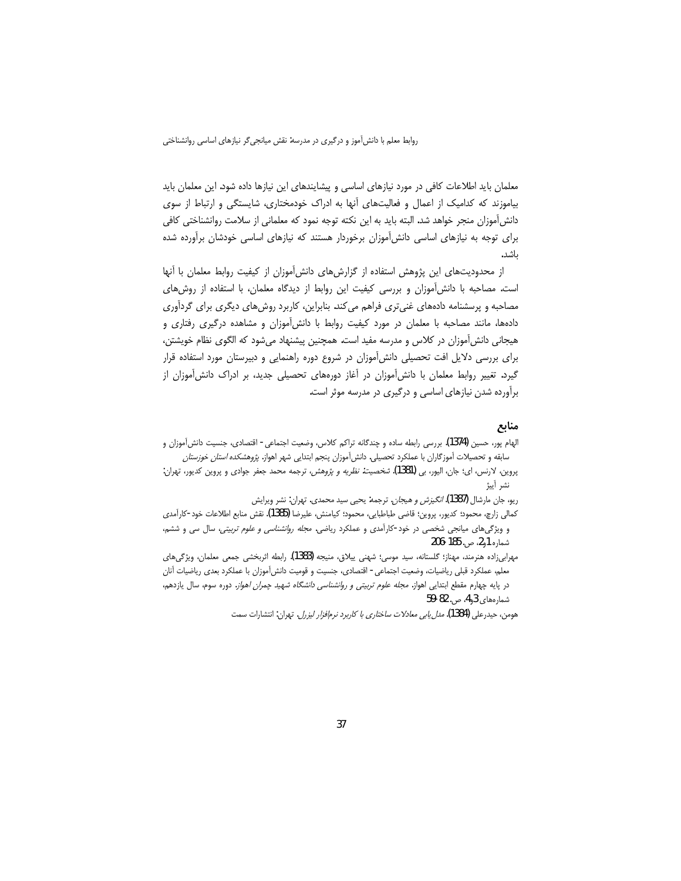معلمان باید اطلاعات کافی در مورد نیازهای اساسی و پیشایندهای این نیازها داده شود. این معلمان باید بیاموزند که کدامیک از اعمال و فعالیت‌های آنها به ادراک خودمختاری، شایستگی و ارتباط از سوی دانش‌آموزان منجر خواهد شد. البته باید به این نکته توجه نمود که معلمانی از سلامت روانشناختی کافی برای توجه به نیازهای اساسی دانش‌آموزان برخوردار هستند که نیازهای اساسی خودشان برآورده شده باشد.

از محدودیت‌های این پژوهش استفاده از گزارش‌های دانش‌آموزان از کیفیت روابط معلمان با آنها است. مصاحبه با دانش‌آموزان و بررسی کیفیت این روابط از دیدگاه معلمان، با استفاده از روش‌های مصاحبه و پرسشنامه داده‌های غنی‌تری فراهم می‌کند. بنابراین، کاربرد روش‌های دیگری برای گردآوری داده‌ها، مانند مصاحبه با معلمان در مورد کیفیت روابط با دانش‌آموزان و مشاهده درگیری رفتاری و هیجانی دانش‌آموزان در کلاس و مدرسه مفید است. همچنین پیشنهاد می‌شود که الگوی نظام خویشتن، برای بررسی دلایل افت تحصیلی دانش‌آموزان در شروع دوره راهنمایی و دبیرستان مورد استفاده قرار گیرد. تغییر روابط معلمان با دانش‌آموزان در آغاز دوره‌های تحصیلی جدید، بر ادراک دانش‌آموزان از برآورده شدن نیازهای اساسی و درگیری در مدرسه موثر است.

## منابع

الهام پور، حسین (1374). بررسی رابطه ساده و چندگانه تراکم کلاس، وضعیت اجتماعی- اقتصادی، جنسیت دانش‌آموزان و سابقه و تحصیلات آموزگاران با عملکرد تحصیلی دانش‌آموزان پنجم ابتدایی شهر اهواز. *پژوهشکده استان خوزستان*

پروین، لارنس، ای؛ جان، الیور، بی (1381). *شخصیت: نظریه و پژوهش*، ترجمه محمد جعفر جوادی و پروین کدیور، تهران: نشر آییژ

ریو، جان مارشال (1387). *انگیزش و هیجان*. ترجمه: یحیی سید محمدی. تهران: نشر ویرایش

کمالی زارچ، محمود؛ کدیور، پروین؛ قاضی طباطبایی، محمود؛ کیامنش، علیرضا (1385). نقش منابع اطلاعات خود-کارآمدی و ویژگی‌های میانجی شخصی در خود-کارآمدی و عملکرد ریاضی. *مجله روانشناسی و علوم تربیتی*، سال سی و ششم، شماره 1و2، ص. 185-206

مهرابی‌زاده هنرمند، مهناز؛ گلستانه، سید موسی؛ شهنی ییلاق، منیجه (1383). رابطه اثربخشی جمعی معلمان، ویژگی‌های معلم، عملکرد قبلی ریاضیات، وضعیت اجتماعی- اقتصادی، جنسیت و قومیت دانش‌آموزان با عملکرد بعدی ریاضیات آنان در پایه چهارم مقطع ابتدایی اهواز. *مجله علوم تربیتی و روانشناسی دانشگاه شهید چمران اهواز*. دوره سوم، سال یازدهم، شماره‌های 3و4. ص. 59-82

هومن، حیدرعلی (1384). *مدل‌یابی معادلات ساختاری با کاربرد نرم‌افزار لیزرل*. تهران: انتشارات سمت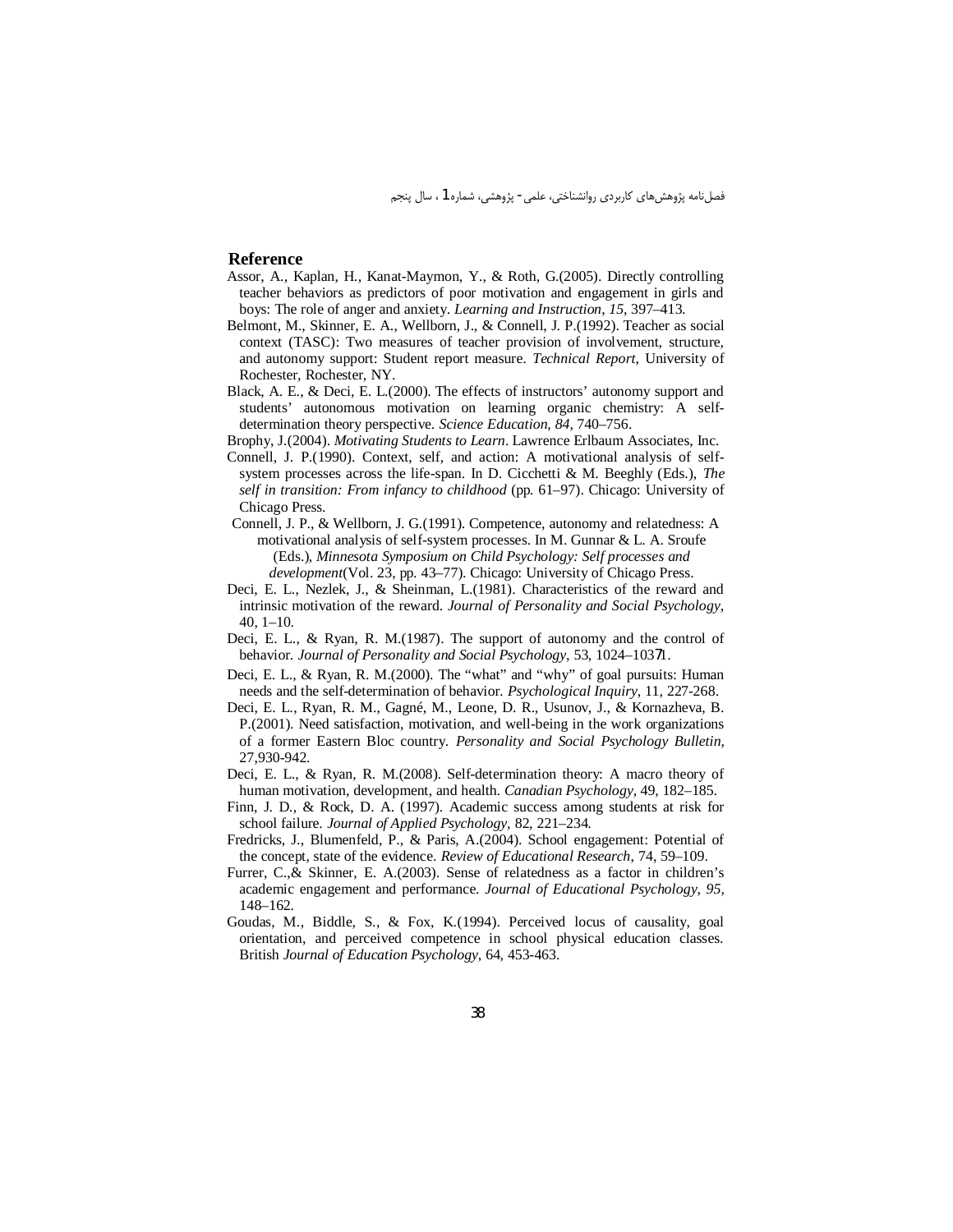## Reference

Assor, A., Kaplan, H., Kanat-Maymon, Y., & Roth, G.(2005). Directly controlling teacher behaviors as predictors of poor motivation and engagement in girls and boys: The role of anger and anxiety. *Learning and Instruction*, *15*, 397–413.

Belmont, M., Skinner, E. A., Wellborn, J., & Connell, J. P.(1992). Teacher as social context (TASC): Two measures of teacher provision of involvement, structure, and autonomy support: Student report measure. *Technical Report*, University of Rochester, Rochester, NY.

Black, A. E., & Deci, E. L.(2000). The effects of instructors' autonomy support and students' autonomous motivation on learning organic chemistry: A self-determination theory perspective. *Science Education*, *84*, 740–756.

Brophy, J.(2004). *Motivating Students to Learn*. Lawrence Erlbaum Associates, Inc.

Connell, J. P.(1990). Context, self, and action: A motivational analysis of self-system processes across the life-span. In D. Cicchetti & M. Beeghly (Eds.), *The self in transition: From infancy to childhood* (pp. 61–97). Chicago: University of Chicago Press.

Connell, J. P., & Wellborn, J. G.(1991). Competence, autonomy and relatedness: A motivational analysis of self-system processes. In M. Gunnar & L. A. Sroufe (Eds.), *Minnesota Symposium on Child Psychology: Self processes and development*(Vol. 23, pp. 43–77). Chicago: University of Chicago Press.

Deci, E. L., Nezlek, J., & Sheinman, L.(1981). Characteristics of the reward and intrinsic motivation of the reward. *Journal of Personality and Social Psychology*, 40, 1–10.

Deci, E. L., & Ryan, R. M.(1987). The support of autonomy and the control of behavior. *Journal of Personality and Social Psychology*, 53, 1024–10371.

Deci, E. L., & Ryan, R. M.(2000). The "what" and "why" of goal pursuits: Human needs and the self-determination of behavior. *Psychological Inquiry*, 11, 227-268.

Deci, E. L., Ryan, R. M., Gagné, M., Leone, D. R., Usunov, J., & Kornazheva, B. P.(2001). Need satisfaction, motivation, and well-being in the work organizations of a former Eastern Bloc country. *Personality and Social Psychology Bulletin*, 27,930-942.

Deci, E. L., & Ryan, R. M.(2008). Self-determination theory: A macro theory of human motivation, development, and health. *Canadian Psychology*, 49, 182–185.

Finn, J. D., & Rock, D. A. (1997). Academic success among students at risk for school failure. *Journal of Applied Psychology*, 82, 221–234.

Fredricks, J., Blumenfeld, P., & Paris, A.(2004). School engagement: Potential of the concept, state of the evidence. *Review of Educational Research*, 74, 59–109.

Furrer, C.,& Skinner, E. A.(2003). Sense of relatedness as a factor in children's academic engagement and performance. *Journal of Educational Psychology*, *95*, 148–162.

Goudas, M., Biddle, S., & Fox, K.(1994). Perceived locus of causality, goal orientation, and perceived competence in school physical education classes. British *Journal of Education Psychology*, 64, 453-463.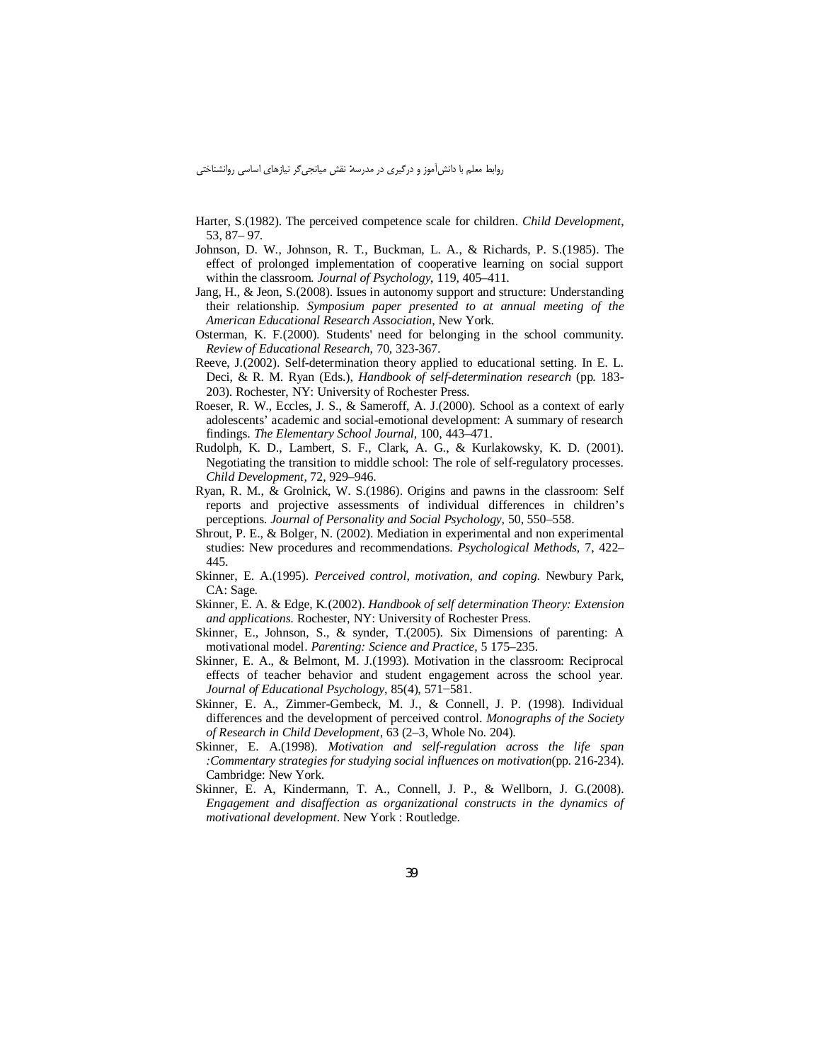Harter, S.(1982). The perceived competence scale for children. *Child Development*, 53, 87– 97.

Johnson, D. W., Johnson, R. T., Buckman, L. A., & Richards, P. S.(1985). The effect of prolonged implementation of cooperative learning on social support within the classroom. *Journal of Psychology*, 119, 405–411.

Jang, H., & Jeon, S.(2008). Issues in autonomy support and structure: Understanding their relationship. *Symposium paper presented to at annual meeting of the American Educational Research Association*, New York.

Osterman, K. F.(2000). Students' need for belonging in the school community. *Review of Educational Research*, 70, 323-367.

Reeve, J.(2002). Self-determination theory applied to educational setting. In E. L. Deci, & R. M. Ryan (Eds.), *Handbook of self-determination research* (pp. 183-203). Rochester, NY: University of Rochester Press.

Roeser, R. W., Eccles, J. S., & Sameroff, A. J.(2000). School as a context of early adolescents' academic and social-emotional development: A summary of research findings. *The Elementary School Journal*, 100, 443–471.

Rudolph, K. D., Lambert, S. F., Clark, A. G., & Kurlakowsky, K. D. (2001). Negotiating the transition to middle school: The role of self-regulatory processes. *Child Development*, 72, 929–946.

Ryan, R. M., & Grolnick, W. S.(1986). Origins and pawns in the classroom: Self reports and projective assessments of individual differences in children's perceptions. *Journal of Personality and Social Psychology*, 50, 550–558.

Shrout, P. E., & Bolger, N. (2002). Mediation in experimental and non experimental studies: New procedures and recommendations. *Psychological Methods*, 7, 422–445.

Skinner, E. A.(1995). *Perceived control, motivation, and coping.* Newbury Park, CA: Sage.

Skinner, E. A. & Edge, K.(2002). *Handbook of self determination Theory: Extension and applications.* Rochester, NY: University of Rochester Press.

Skinner, E., Johnson, S., & synder, T.(2005). Six Dimensions of parenting: A motivational model. *Parenting: Science and Practice*, 5 175–235.

Skinner, E. A., & Belmont, M. J.(1993). Motivation in the classroom: Reciprocal effects of teacher behavior and student engagement across the school year. *Journal of Educational Psychology*, 85(4), 571−581.

Skinner, E. A., Zimmer-Gembeck, M. J., & Connell, J. P. (1998). Individual differences and the development of perceived control. *Monographs of the Society of Research in Child Development*, 63 (2–3, Whole No. 204).

Skinner, E. A.(1998). *Motivation and self-regulation across the life span :Commentary strategies for studying social influences on motivation*(pp. 216-234). Cambridge: New York.

Skinner, E. A, Kindermann, T. A., Connell, J. P., & Wellborn, J. G.(2008). *Engagement and disaffection as organizational constructs in the dynamics of motivational development*. New York : Routledge.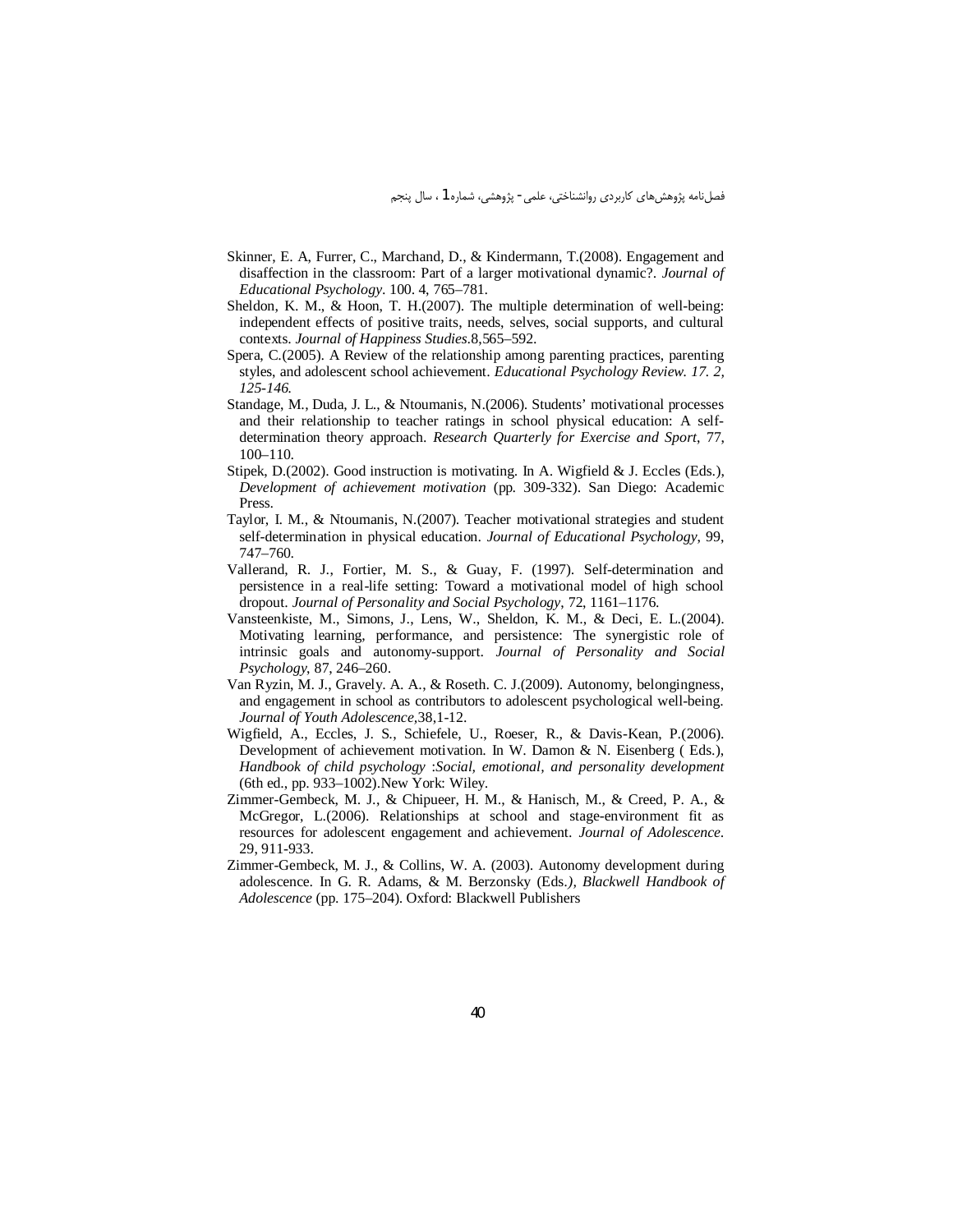Skinner, E. A, Furrer, C., Marchand, D., & Kindermann, T.(2008). Engagement and disaffection in the classroom: Part of a larger motivational dynamic?. *Journal of Educational Psychology*. 100. 4, 765–781.

Sheldon, K. M., & Hoon, T. H.(2007). The multiple determination of well-being: independent effects of positive traits, needs, selves, social supports, and cultural contexts. *Journal of Happiness Studies*.8,565–592.

Spera, C.(2005). A Review of the relationship among parenting practices, parenting styles, and adolescent school achievement. *Educational Psychology Review. 17. 2, 125-146.*

Standage, M., Duda, J. L., & Ntoumanis, N.(2006). Students' motivational processes and their relationship to teacher ratings in school physical education: A self-determination theory approach. *Research Quarterly for Exercise and Sport*, 77, 100–110.

Stipek, D.(2002). Good instruction is motivating. In A. Wigfield & J. Eccles (Eds.), *Development of achievement motivation* (pp. 309-332). San Diego: Academic Press.

Taylor, I. M., & Ntoumanis, N.(2007). Teacher motivational strategies and student self-determination in physical education. *Journal of Educational Psychology*, 99, 747–760.

Vallerand, R. J., Fortier, M. S., & Guay, F. (1997). Self-determination and persistence in a real-life setting: Toward a motivational model of high school dropout. *Journal of Personality and Social Psychology*, 72, 1161–1176.

Vansteenkiste, M., Simons, J., Lens, W., Sheldon, K. M., & Deci, E. L.(2004). Motivating learning, performance, and persistence: The synergistic role of intrinsic goals and autonomy-support. *Journal of Personality and Social Psychology*, 87, 246–260.

Van Ryzin, M. J., Gravely. A. A., & Roseth. C. J.(2009). Autonomy, belongingness, and engagement in school as contributors to adolescent psychological well-being. *Journal of Youth Adolescence*,38,1-12.

Wigfield, A., Eccles, J. S., Schiefele, U., Roeser, R., & Davis-Kean, P.(2006). Development of achievement motivation. In W. Damon & N. Eisenberg ( Eds.), *Handbook of child psychology* :*Social, emotional, and personality development* (6th ed., pp. 933–1002).New York: Wiley.

Zimmer-Gembeck, M. J., & Chipueer, H. M., & Hanisch, M., & Creed, P. A., & McGregor, L.(2006). Relationships at school and stage-environment fit as resources for adolescent engagement and achievement. *Journal of Adolescence*. 29, 911-933.

Zimmer-Gembeck, M. J., & Collins, W. A. (2003). Autonomy development during adolescence. In G. R. Adams, & M. Berzonsky (Eds.*), Blackwell Handbook of Adolescence* (pp. 175–204). Oxford: Blackwell Publishers